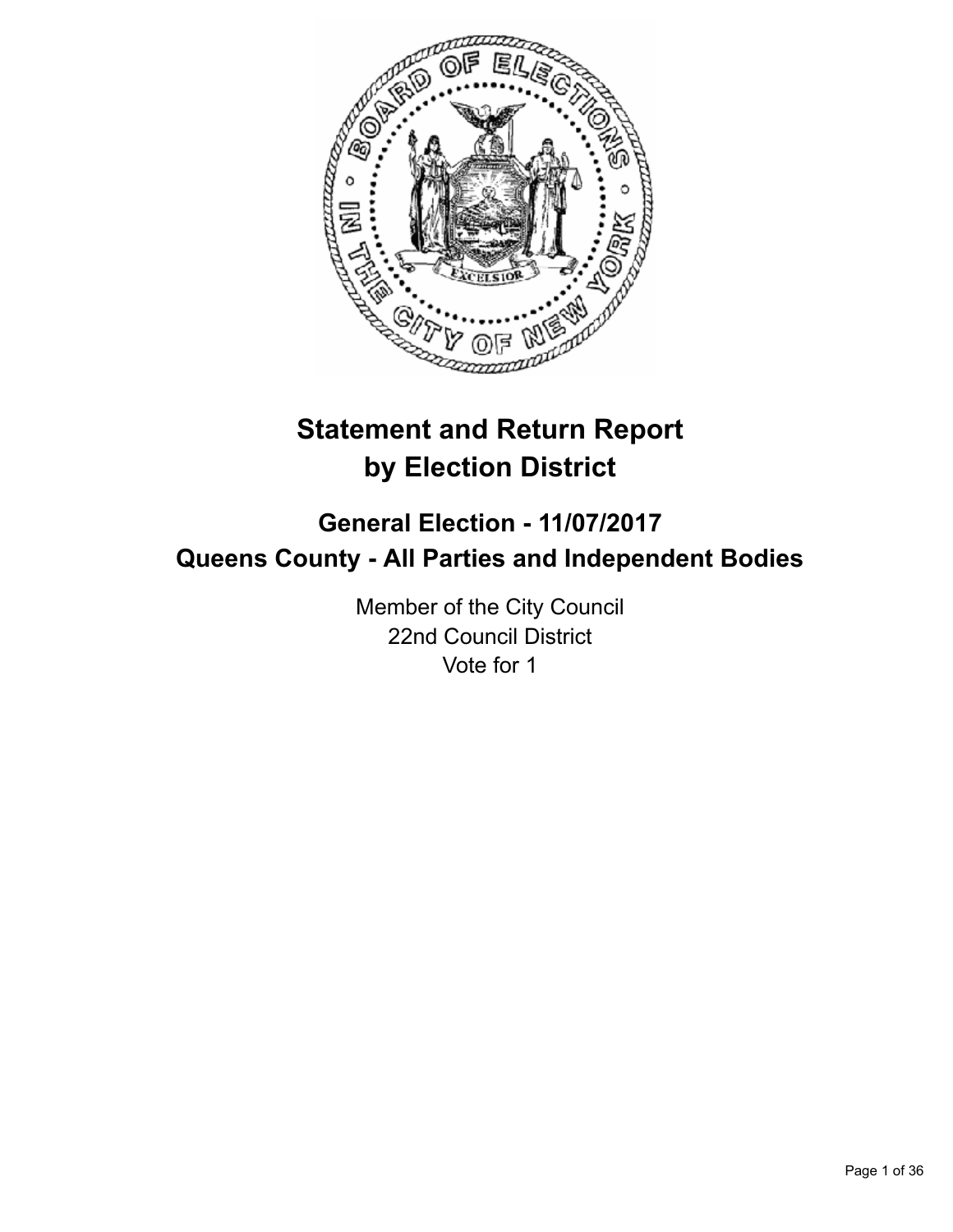# Statement and Return Report by Election District

## General Election - 11/07/2017
## Queens County - All Parties and Independent Bodies

Member of the City Council
22nd Council District
Vote for 1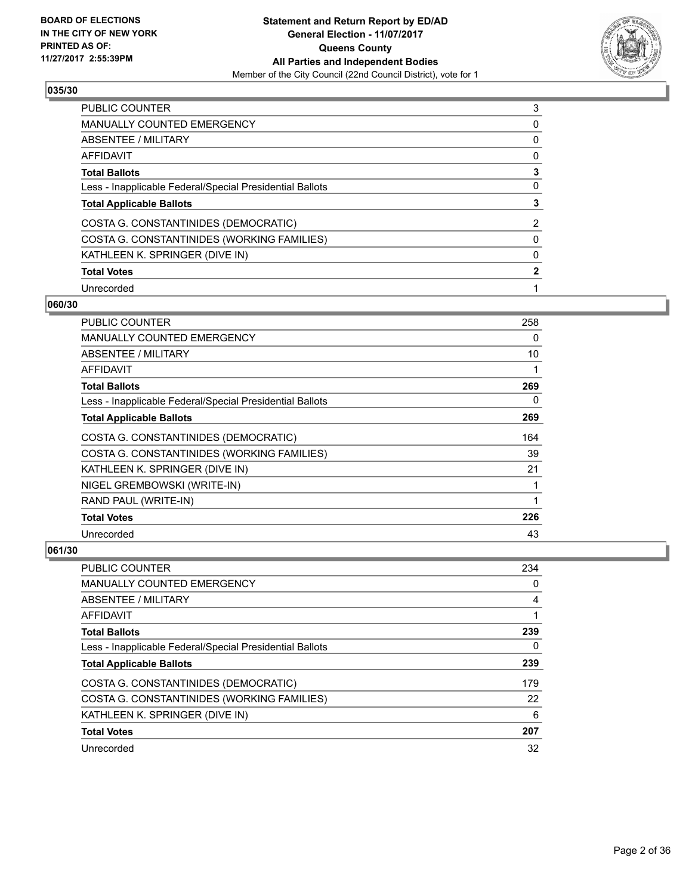**BOARD OF ELECTIONS IN THE CITY OF NEW YORK PRINTED AS OF: 11/27/2017 2:55:39PM**

**Statement and Return Report by ED/AD**
**General Election - 11/07/2017**
**Queens County**
**All Parties and Independent Bodies**
Member of the City Council (22nd Council District), vote for 1

### 035/30

| | |
|---|---|
| PUBLIC COUNTER | 3 |
| MANUALLY COUNTED EMERGENCY | 0 |
| ABSENTEE / MILITARY | 0 |
| AFFIDAVIT | 0 |
| **Total Ballots** | **3** |
| Less - Inapplicable Federal/Special Presidential Ballots | 0 |
| **Total Applicable Ballots** | **3** |
| COSTA G. CONSTANTINIDES (DEMOCRATIC) | 2 |
| COSTA G. CONSTANTINIDES (WORKING FAMILIES) | 0 |
| KATHLEEN K. SPRINGER (DIVE IN) | 0 |
| **Total Votes** | **2** |
| Unrecorded | 1 |

### 060/30

| | |
|---|---|
| PUBLIC COUNTER | 258 |
| MANUALLY COUNTED EMERGENCY | 0 |
| ABSENTEE / MILITARY | 10 |
| AFFIDAVIT | 1 |
| **Total Ballots** | **269** |
| Less - Inapplicable Federal/Special Presidential Ballots | 0 |
| **Total Applicable Ballots** | **269** |
| COSTA G. CONSTANTINIDES (DEMOCRATIC) | 164 |
| COSTA G. CONSTANTINIDES (WORKING FAMILIES) | 39 |
| KATHLEEN K. SPRINGER (DIVE IN) | 21 |
| NIGEL GREMBOWSKI (WRITE-IN) | 1 |
| RAND PAUL (WRITE-IN) | 1 |
| **Total Votes** | **226** |
| Unrecorded | 43 |

### 061/30

| | |
|---|---|
| PUBLIC COUNTER | 234 |
| MANUALLY COUNTED EMERGENCY | 0 |
| ABSENTEE / MILITARY | 4 |
| AFFIDAVIT | 1 |
| **Total Ballots** | **239** |
| Less - Inapplicable Federal/Special Presidential Ballots | 0 |
| **Total Applicable Ballots** | **239** |
| COSTA G. CONSTANTINIDES (DEMOCRATIC) | 179 |
| COSTA G. CONSTANTINIDES (WORKING FAMILIES) | 22 |
| KATHLEEN K. SPRINGER (DIVE IN) | 6 |
| **Total Votes** | **207** |
| Unrecorded | 32 |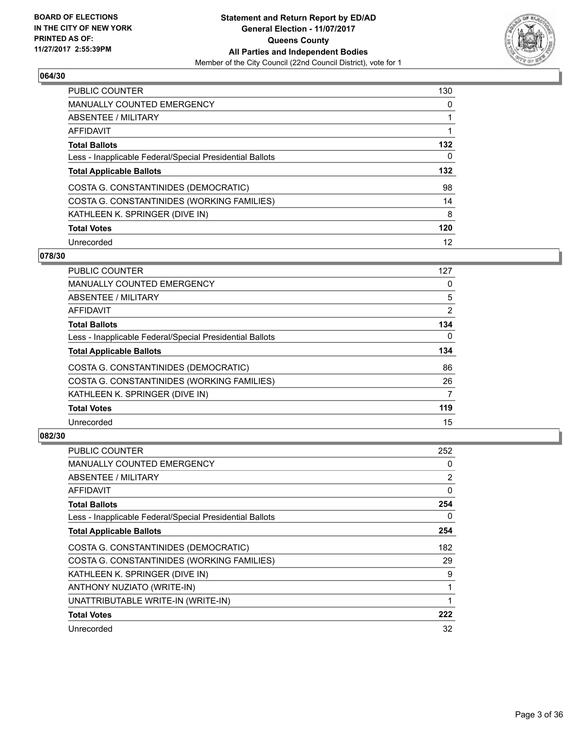**BOARD OF ELECTIONS IN THE CITY OF NEW YORK PRINTED AS OF: 11/27/2017 2:55:39PM**

**Statement and Return Report by ED/AD**
**General Election - 11/07/2017**
**Queens County**
**All Parties and Independent Bodies**
Member of the City Council (22nd Council District), vote for 1

### 064/30

| | |
|---|---|
| PUBLIC COUNTER | 130 |
| MANUALLY COUNTED EMERGENCY | 0 |
| ABSENTEE / MILITARY | 1 |
| AFFIDAVIT | 1 |
| **Total Ballots** | **132** |
| Less - Inapplicable Federal/Special Presidential Ballots | 0 |
| **Total Applicable Ballots** | **132** |
| COSTA G. CONSTANTINIDES (DEMOCRATIC) | 98 |
| COSTA G. CONSTANTINIDES (WORKING FAMILIES) | 14 |
| KATHLEEN K. SPRINGER (DIVE IN) | 8 |
| **Total Votes** | **120** |
| Unrecorded | 12 |

### 078/30

| | |
|---|---|
| PUBLIC COUNTER | 127 |
| MANUALLY COUNTED EMERGENCY | 0 |
| ABSENTEE / MILITARY | 5 |
| AFFIDAVIT | 2 |
| **Total Ballots** | **134** |
| Less - Inapplicable Federal/Special Presidential Ballots | 0 |
| **Total Applicable Ballots** | **134** |
| COSTA G. CONSTANTINIDES (DEMOCRATIC) | 86 |
| COSTA G. CONSTANTINIDES (WORKING FAMILIES) | 26 |
| KATHLEEN K. SPRINGER (DIVE IN) | 7 |
| **Total Votes** | **119** |
| Unrecorded | 15 |

### 082/30

| | |
|---|---|
| PUBLIC COUNTER | 252 |
| MANUALLY COUNTED EMERGENCY | 0 |
| ABSENTEE / MILITARY | 2 |
| AFFIDAVIT | 0 |
| **Total Ballots** | **254** |
| Less - Inapplicable Federal/Special Presidential Ballots | 0 |
| **Total Applicable Ballots** | **254** |
| COSTA G. CONSTANTINIDES (DEMOCRATIC) | 182 |
| COSTA G. CONSTANTINIDES (WORKING FAMILIES) | 29 |
| KATHLEEN K. SPRINGER (DIVE IN) | 9 |
| ANTHONY NUZIATO (WRITE-IN) | 1 |
| UNATTRIBUTABLE WRITE-IN (WRITE-IN) | 1 |
| **Total Votes** | **222** |
| Unrecorded | 32 |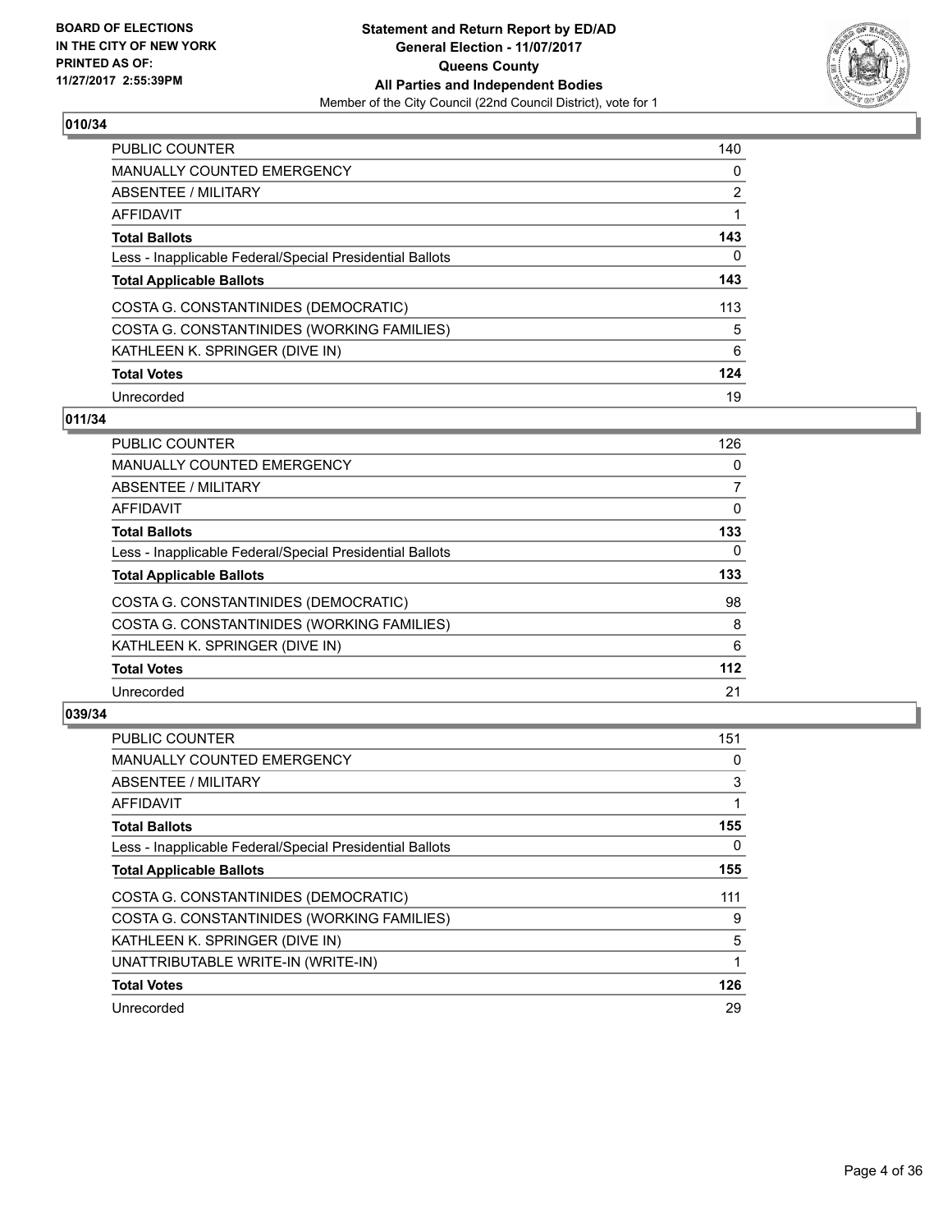BOARD OF ELECTIONS
IN THE CITY OF NEW YORK
PRINTED AS OF:
11/27/2017 2:55:39PM

**Statement and Return Report by ED/AD**
**General Election - 11/07/2017**
**Queens County**
**All Parties and Independent Bodies**
Member of the City Council (22nd Council District), vote for 1

## 010/34

| | |
|---|---|
| PUBLIC COUNTER | 140 |
| MANUALLY COUNTED EMERGENCY | 0 |
| ABSENTEE / MILITARY | 2 |
| AFFIDAVIT | 1 |
| **Total Ballots** | **143** |
| Less - Inapplicable Federal/Special Presidential Ballots | 0 |
| **Total Applicable Ballots** | **143** |
| COSTA G. CONSTANTINIDES (DEMOCRATIC) | 113 |
| COSTA G. CONSTANTINIDES (WORKING FAMILIES) | 5 |
| KATHLEEN K. SPRINGER (DIVE IN) | 6 |
| **Total Votes** | **124** |
| Unrecorded | 19 |

## 011/34

| | |
|---|---|
| PUBLIC COUNTER | 126 |
| MANUALLY COUNTED EMERGENCY | 0 |
| ABSENTEE / MILITARY | 7 |
| AFFIDAVIT | 0 |
| **Total Ballots** | **133** |
| Less - Inapplicable Federal/Special Presidential Ballots | 0 |
| **Total Applicable Ballots** | **133** |
| COSTA G. CONSTANTINIDES (DEMOCRATIC) | 98 |
| COSTA G. CONSTANTINIDES (WORKING FAMILIES) | 8 |
| KATHLEEN K. SPRINGER (DIVE IN) | 6 |
| **Total Votes** | **112** |
| Unrecorded | 21 |

## 039/34

| | |
|---|---|
| PUBLIC COUNTER | 151 |
| MANUALLY COUNTED EMERGENCY | 0 |
| ABSENTEE / MILITARY | 3 |
| AFFIDAVIT | 1 |
| **Total Ballots** | **155** |
| Less - Inapplicable Federal/Special Presidential Ballots | 0 |
| **Total Applicable Ballots** | **155** |
| COSTA G. CONSTANTINIDES (DEMOCRATIC) | 111 |
| COSTA G. CONSTANTINIDES (WORKING FAMILIES) | 9 |
| KATHLEEN K. SPRINGER (DIVE IN) | 5 |
| UNATTRIBUTABLE WRITE-IN (WRITE-IN) | 1 |
| **Total Votes** | **126** |
| Unrecorded | 29 |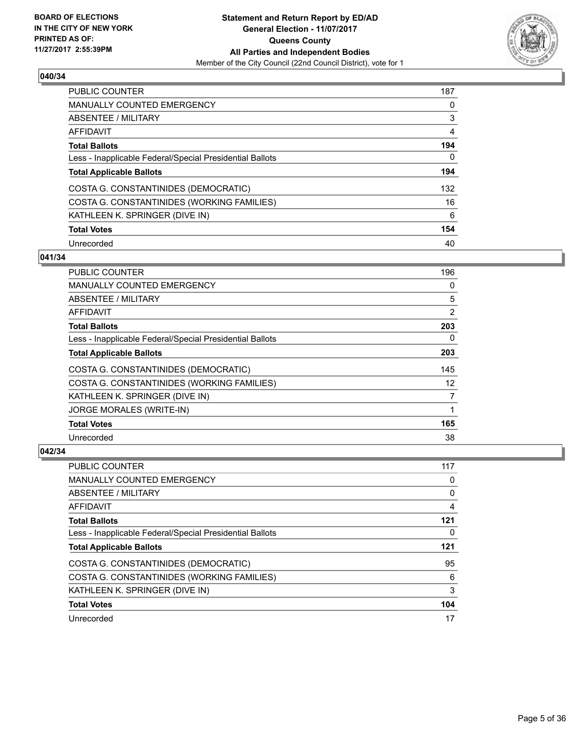**BOARD OF ELECTIONS IN THE CITY OF NEW YORK PRINTED AS OF: 11/27/2017 2:55:39PM**

**Statement and Return Report by ED/AD General Election - 11/07/2017 Queens County All Parties and Independent Bodies**
Member of the City Council (22nd Council District), vote for 1

### 040/34

| | |
|---|---|
| PUBLIC COUNTER | 187 |
| MANUALLY COUNTED EMERGENCY | 0 |
| ABSENTEE / MILITARY | 3 |
| AFFIDAVIT | 4 |
| **Total Ballots** | **194** |
| Less - Inapplicable Federal/Special Presidential Ballots | 0 |
| **Total Applicable Ballots** | **194** |
| COSTA G. CONSTANTINIDES (DEMOCRATIC) | 132 |
| COSTA G. CONSTANTINIDES (WORKING FAMILIES) | 16 |
| KATHLEEN K. SPRINGER (DIVE IN) | 6 |
| **Total Votes** | **154** |
| Unrecorded | 40 |

### 041/34

| | |
|---|---|
| PUBLIC COUNTER | 196 |
| MANUALLY COUNTED EMERGENCY | 0 |
| ABSENTEE / MILITARY | 5 |
| AFFIDAVIT | 2 |
| **Total Ballots** | **203** |
| Less - Inapplicable Federal/Special Presidential Ballots | 0 |
| **Total Applicable Ballots** | **203** |
| COSTA G. CONSTANTINIDES (DEMOCRATIC) | 145 |
| COSTA G. CONSTANTINIDES (WORKING FAMILIES) | 12 |
| KATHLEEN K. SPRINGER (DIVE IN) | 7 |
| JORGE MORALES (WRITE-IN) | 1 |
| **Total Votes** | **165** |
| Unrecorded | 38 |

### 042/34

| | |
|---|---|
| PUBLIC COUNTER | 117 |
| MANUALLY COUNTED EMERGENCY | 0 |
| ABSENTEE / MILITARY | 0 |
| AFFIDAVIT | 4 |
| **Total Ballots** | **121** |
| Less - Inapplicable Federal/Special Presidential Ballots | 0 |
| **Total Applicable Ballots** | **121** |
| COSTA G. CONSTANTINIDES (DEMOCRATIC) | 95 |
| COSTA G. CONSTANTINIDES (WORKING FAMILIES) | 6 |
| KATHLEEN K. SPRINGER (DIVE IN) | 3 |
| **Total Votes** | **104** |
| Unrecorded | 17 |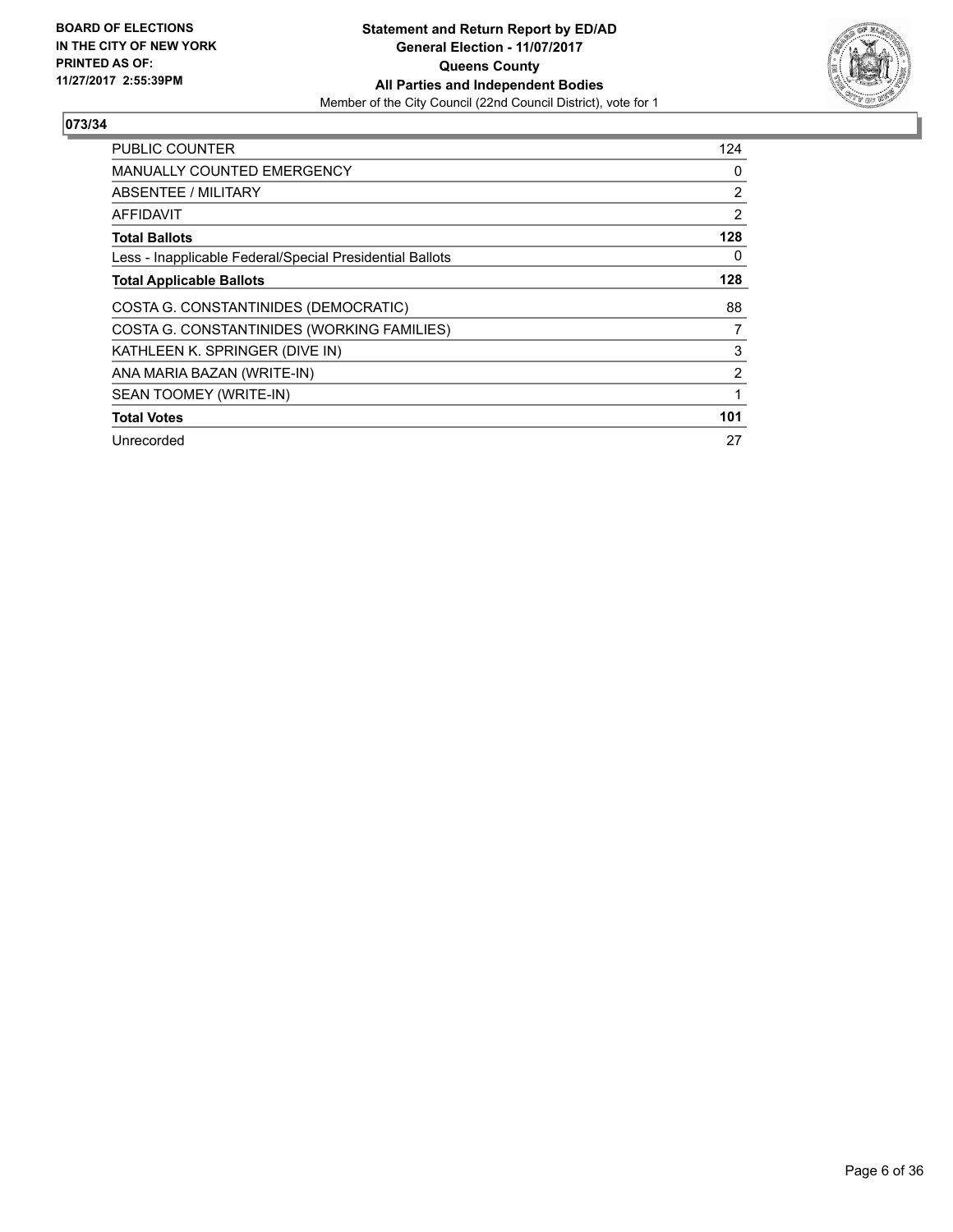**BOARD OF ELECTIONS IN THE CITY OF NEW YORK PRINTED AS OF: 11/27/2017 2:55:39PM**

**Statement and Return Report by ED/AD**
**General Election - 11/07/2017**
**Queens County**
**All Parties and Independent Bodies**
Member of the City Council (22nd Council District), vote for 1

**073/34**

| | |
|---|---|
| PUBLIC COUNTER | 124 |
| MANUALLY COUNTED EMERGENCY | 0 |
| ABSENTEE / MILITARY | 2 |
| AFFIDAVIT | 2 |
| **Total Ballots** | **128** |
| Less - Inapplicable Federal/Special Presidential Ballots | 0 |
| **Total Applicable Ballots** | **128** |
| COSTA G. CONSTANTINIDES (DEMOCRATIC) | 88 |
| COSTA G. CONSTANTINIDES (WORKING FAMILIES) | 7 |
| KATHLEEN K. SPRINGER (DIVE IN) | 3 |
| ANA MARIA BAZAN (WRITE-IN) | 2 |
| SEAN TOOMEY (WRITE-IN) | 1 |
| **Total Votes** | **101** |
| Unrecorded | 27 |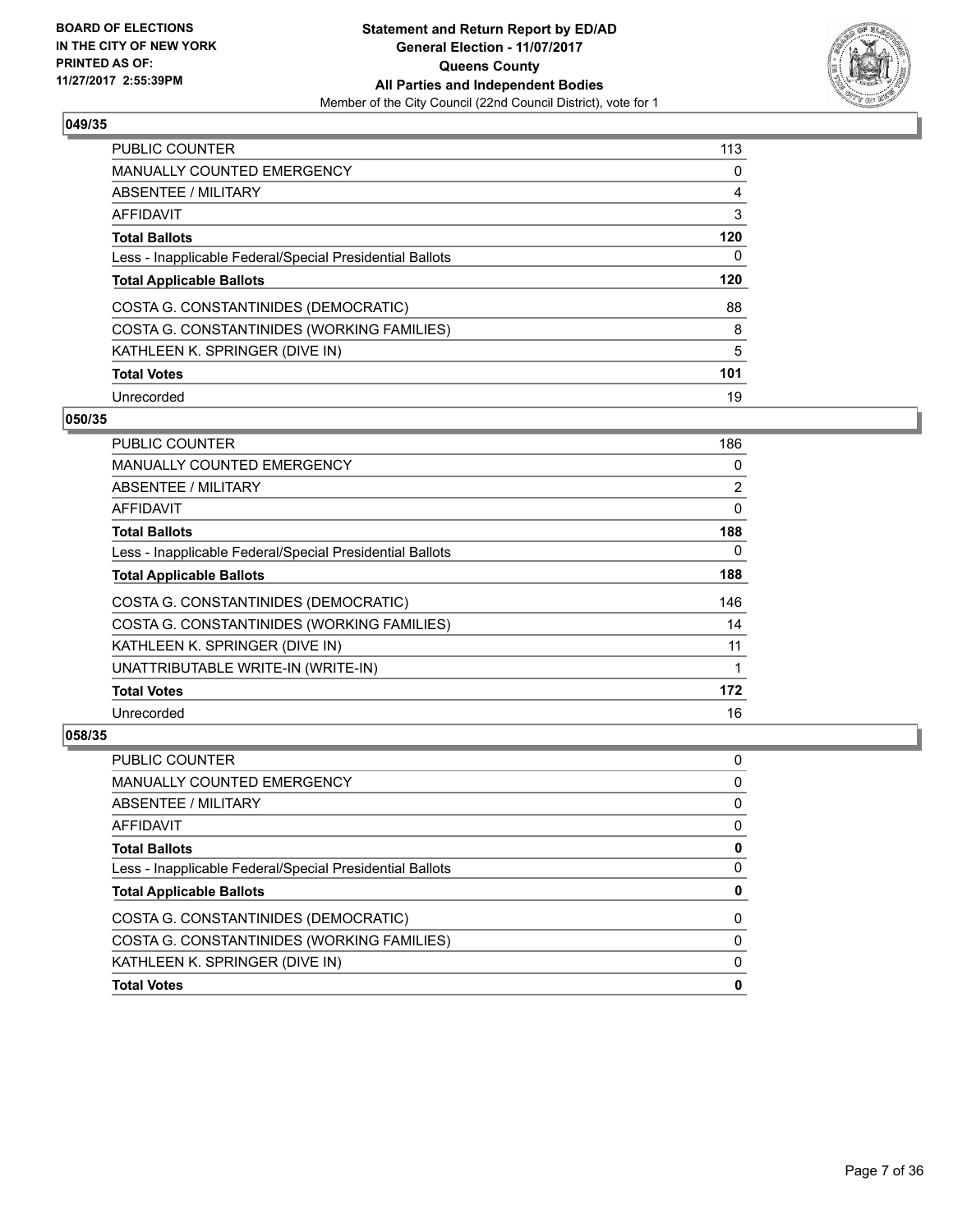**BOARD OF ELECTIONS IN THE CITY OF NEW YORK PRINTED AS OF: 11/27/2017 2:55:39PM**

**Statement and Return Report by ED/AD**
**General Election - 11/07/2017**
**Queens County**
**All Parties and Independent Bodies**
Member of the City Council (22nd Council District), vote for 1

### 049/35

| | |
|---|---|
| PUBLIC COUNTER | 113 |
| MANUALLY COUNTED EMERGENCY | 0 |
| ABSENTEE / MILITARY | 4 |
| AFFIDAVIT | 3 |
| **Total Ballots** | **120** |
| Less - Inapplicable Federal/Special Presidential Ballots | 0 |
| **Total Applicable Ballots** | **120** |
| COSTA G. CONSTANTINIDES (DEMOCRATIC) | 88 |
| COSTA G. CONSTANTINIDES (WORKING FAMILIES) | 8 |
| KATHLEEN K. SPRINGER (DIVE IN) | 5 |
| **Total Votes** | **101** |
| Unrecorded | 19 |

### 050/35

| | |
|---|---|
| PUBLIC COUNTER | 186 |
| MANUALLY COUNTED EMERGENCY | 0 |
| ABSENTEE / MILITARY | 2 |
| AFFIDAVIT | 0 |
| **Total Ballots** | **188** |
| Less - Inapplicable Federal/Special Presidential Ballots | 0 |
| **Total Applicable Ballots** | **188** |
| COSTA G. CONSTANTINIDES (DEMOCRATIC) | 146 |
| COSTA G. CONSTANTINIDES (WORKING FAMILIES) | 14 |
| KATHLEEN K. SPRINGER (DIVE IN) | 11 |
| UNATTRIBUTABLE WRITE-IN (WRITE-IN) | 1 |
| **Total Votes** | **172** |
| Unrecorded | 16 |

### 058/35

| | |
|---|---|
| PUBLIC COUNTER | 0 |
| MANUALLY COUNTED EMERGENCY | 0 |
| ABSENTEE / MILITARY | 0 |
| AFFIDAVIT | 0 |
| **Total Ballots** | **0** |
| Less - Inapplicable Federal/Special Presidential Ballots | 0 |
| **Total Applicable Ballots** | **0** |
| COSTA G. CONSTANTINIDES (DEMOCRATIC) | 0 |
| COSTA G. CONSTANTINIDES (WORKING FAMILIES) | 0 |
| KATHLEEN K. SPRINGER (DIVE IN) | 0 |
| **Total Votes** | **0** |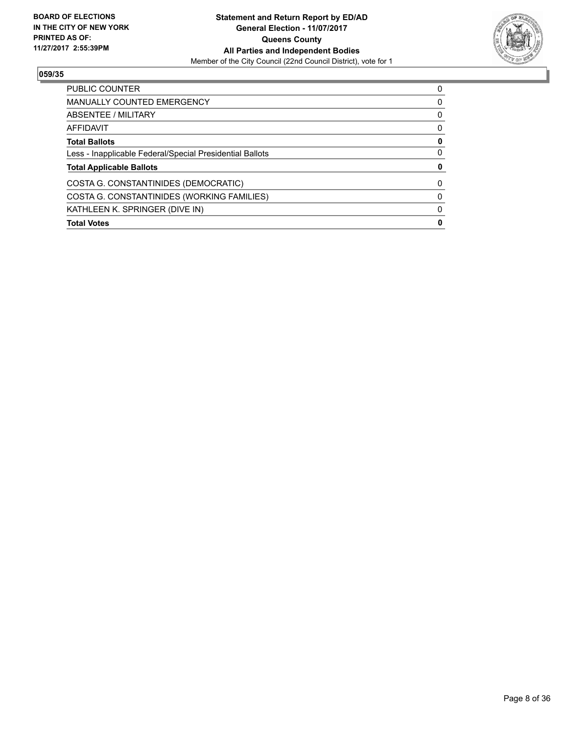**BOARD OF ELECTIONS IN THE CITY OF NEW YORK PRINTED AS OF: 11/27/2017 2:55:39PM**

**Statement and Return Report by ED/AD**
**General Election - 11/07/2017**
**Queens County**
**All Parties and Independent Bodies**
Member of the City Council (22nd Council District), vote for 1

## 059/35

| | |
|---|---|
| PUBLIC COUNTER | 0 |
| MANUALLY COUNTED EMERGENCY | 0 |
| ABSENTEE / MILITARY | 0 |
| AFFIDAVIT | 0 |
| **Total Ballots** | **0** |
| Less - Inapplicable Federal/Special Presidential Ballots | 0 |
| **Total Applicable Ballots** | **0** |
| COSTA G. CONSTANTINIDES (DEMOCRATIC) | 0 |
| COSTA G. CONSTANTINIDES (WORKING FAMILIES) | 0 |
| KATHLEEN K. SPRINGER (DIVE IN) | 0 |
| **Total Votes** | **0** |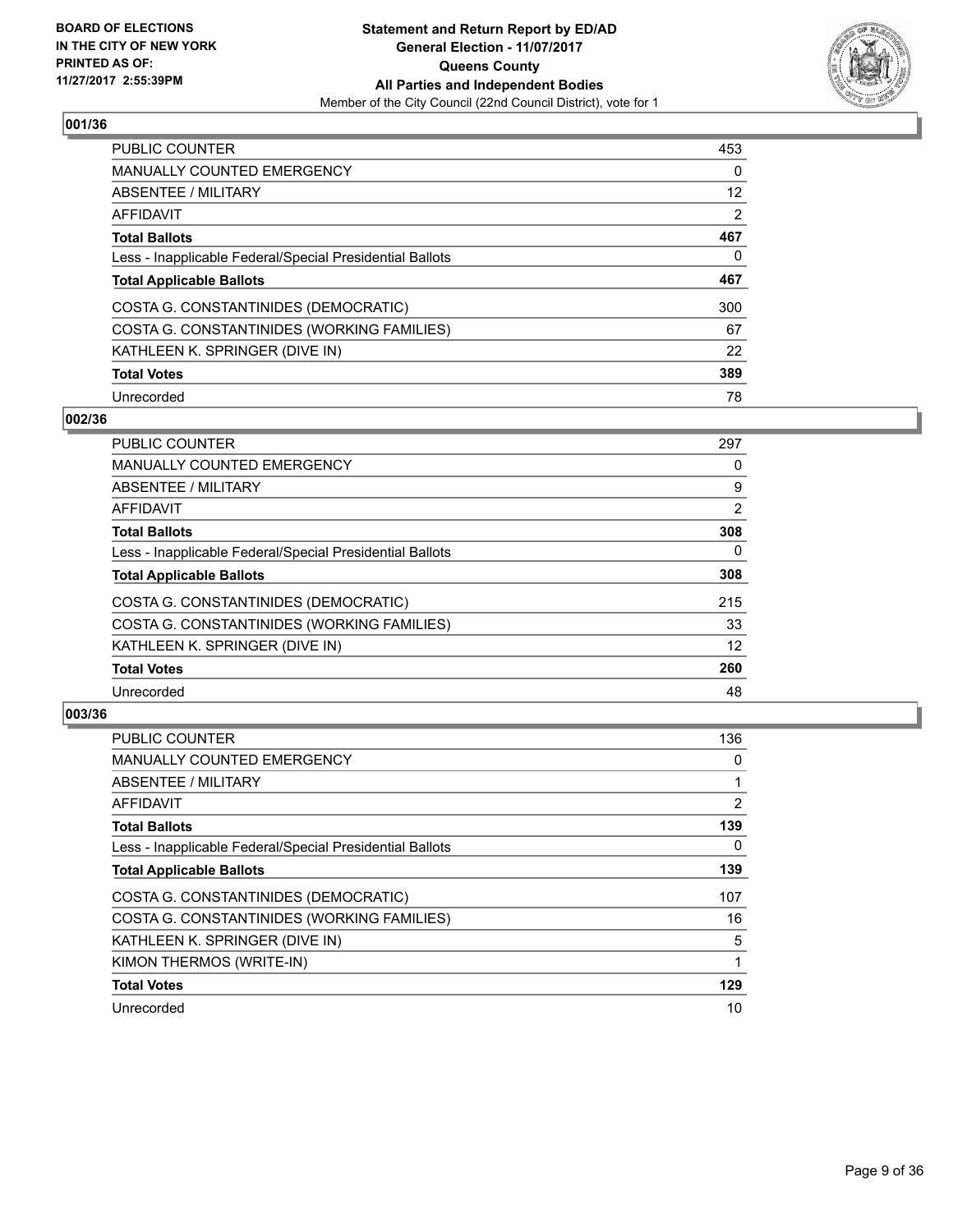BOARD OF ELECTIONS
IN THE CITY OF NEW YORK
PRINTED AS OF:
11/27/2017 2:55:39PM

**Statement and Return Report by ED/AD**
**General Election - 11/07/2017**
**Queens County**
**All Parties and Independent Bodies**
Member of the City Council (22nd Council District), vote for 1

### 001/36

| | |
|---|---|
| PUBLIC COUNTER | 453 |
| MANUALLY COUNTED EMERGENCY | 0 |
| ABSENTEE / MILITARY | 12 |
| AFFIDAVIT | 2 |
| **Total Ballots** | **467** |
| Less - Inapplicable Federal/Special Presidential Ballots | 0 |
| **Total Applicable Ballots** | **467** |
| COSTA G. CONSTANTINIDES (DEMOCRATIC) | 300 |
| COSTA G. CONSTANTINIDES (WORKING FAMILIES) | 67 |
| KATHLEEN K. SPRINGER (DIVE IN) | 22 |
| **Total Votes** | **389** |
| Unrecorded | 78 |

### 002/36

| | |
|---|---|
| PUBLIC COUNTER | 297 |
| MANUALLY COUNTED EMERGENCY | 0 |
| ABSENTEE / MILITARY | 9 |
| AFFIDAVIT | 2 |
| **Total Ballots** | **308** |
| Less - Inapplicable Federal/Special Presidential Ballots | 0 |
| **Total Applicable Ballots** | **308** |
| COSTA G. CONSTANTINIDES (DEMOCRATIC) | 215 |
| COSTA G. CONSTANTINIDES (WORKING FAMILIES) | 33 |
| KATHLEEN K. SPRINGER (DIVE IN) | 12 |
| **Total Votes** | **260** |
| Unrecorded | 48 |

### 003/36

| | |
|---|---|
| PUBLIC COUNTER | 136 |
| MANUALLY COUNTED EMERGENCY | 0 |
| ABSENTEE / MILITARY | 1 |
| AFFIDAVIT | 2 |
| **Total Ballots** | **139** |
| Less - Inapplicable Federal/Special Presidential Ballots | 0 |
| **Total Applicable Ballots** | **139** |
| COSTA G. CONSTANTINIDES (DEMOCRATIC) | 107 |
| COSTA G. CONSTANTINIDES (WORKING FAMILIES) | 16 |
| KATHLEEN K. SPRINGER (DIVE IN) | 5 |
| KIMON THERMOS (WRITE-IN) | 1 |
| **Total Votes** | **129** |
| Unrecorded | 10 |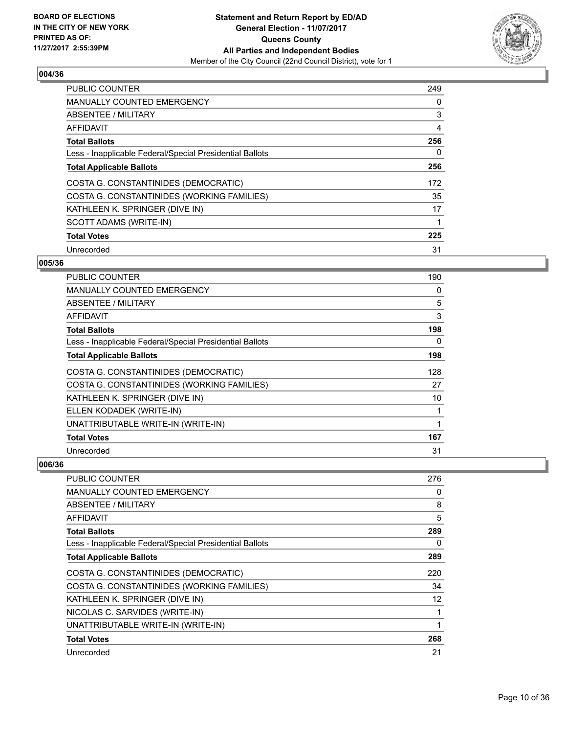**Statement and Return Report by ED/AD**
**General Election - 11/07/2017**
**Queens County**
**All Parties and Independent Bodies**
Member of the City Council (22nd Council District), vote for 1

BOARD OF ELECTIONS
IN THE CITY OF NEW YORK
PRINTED AS OF:
11/27/2017 2:55:39PM

## 004/36

| | |
|---|---|
| PUBLIC COUNTER | 249 |
| MANUALLY COUNTED EMERGENCY | 0 |
| ABSENTEE / MILITARY | 3 |
| AFFIDAVIT | 4 |
| **Total Ballots** | **256** |
| Less - Inapplicable Federal/Special Presidential Ballots | 0 |
| **Total Applicable Ballots** | **256** |
| COSTA G. CONSTANTINIDES (DEMOCRATIC) | 172 |
| COSTA G. CONSTANTINIDES (WORKING FAMILIES) | 35 |
| KATHLEEN K. SPRINGER (DIVE IN) | 17 |
| SCOTT ADAMS (WRITE-IN) | 1 |
| **Total Votes** | **225** |
| Unrecorded | 31 |

## 005/36

| | |
|---|---|
| PUBLIC COUNTER | 190 |
| MANUALLY COUNTED EMERGENCY | 0 |
| ABSENTEE / MILITARY | 5 |
| AFFIDAVIT | 3 |
| **Total Ballots** | **198** |
| Less - Inapplicable Federal/Special Presidential Ballots | 0 |
| **Total Applicable Ballots** | **198** |
| COSTA G. CONSTANTINIDES (DEMOCRATIC) | 128 |
| COSTA G. CONSTANTINIDES (WORKING FAMILIES) | 27 |
| KATHLEEN K. SPRINGER (DIVE IN) | 10 |
| ELLEN KODADEK (WRITE-IN) | 1 |
| UNATTRIBUTABLE WRITE-IN (WRITE-IN) | 1 |
| **Total Votes** | **167** |
| Unrecorded | 31 |

## 006/36

| | |
|---|---|
| PUBLIC COUNTER | 276 |
| MANUALLY COUNTED EMERGENCY | 0 |
| ABSENTEE / MILITARY | 8 |
| AFFIDAVIT | 5 |
| **Total Ballots** | **289** |
| Less - Inapplicable Federal/Special Presidential Ballots | 0 |
| **Total Applicable Ballots** | **289** |
| COSTA G. CONSTANTINIDES (DEMOCRATIC) | 220 |
| COSTA G. CONSTANTINIDES (WORKING FAMILIES) | 34 |
| KATHLEEN K. SPRINGER (DIVE IN) | 12 |
| NICOLAS C. SARVIDES (WRITE-IN) | 1 |
| UNATTRIBUTABLE WRITE-IN (WRITE-IN) | 1 |
| **Total Votes** | **268** |
| Unrecorded | 21 |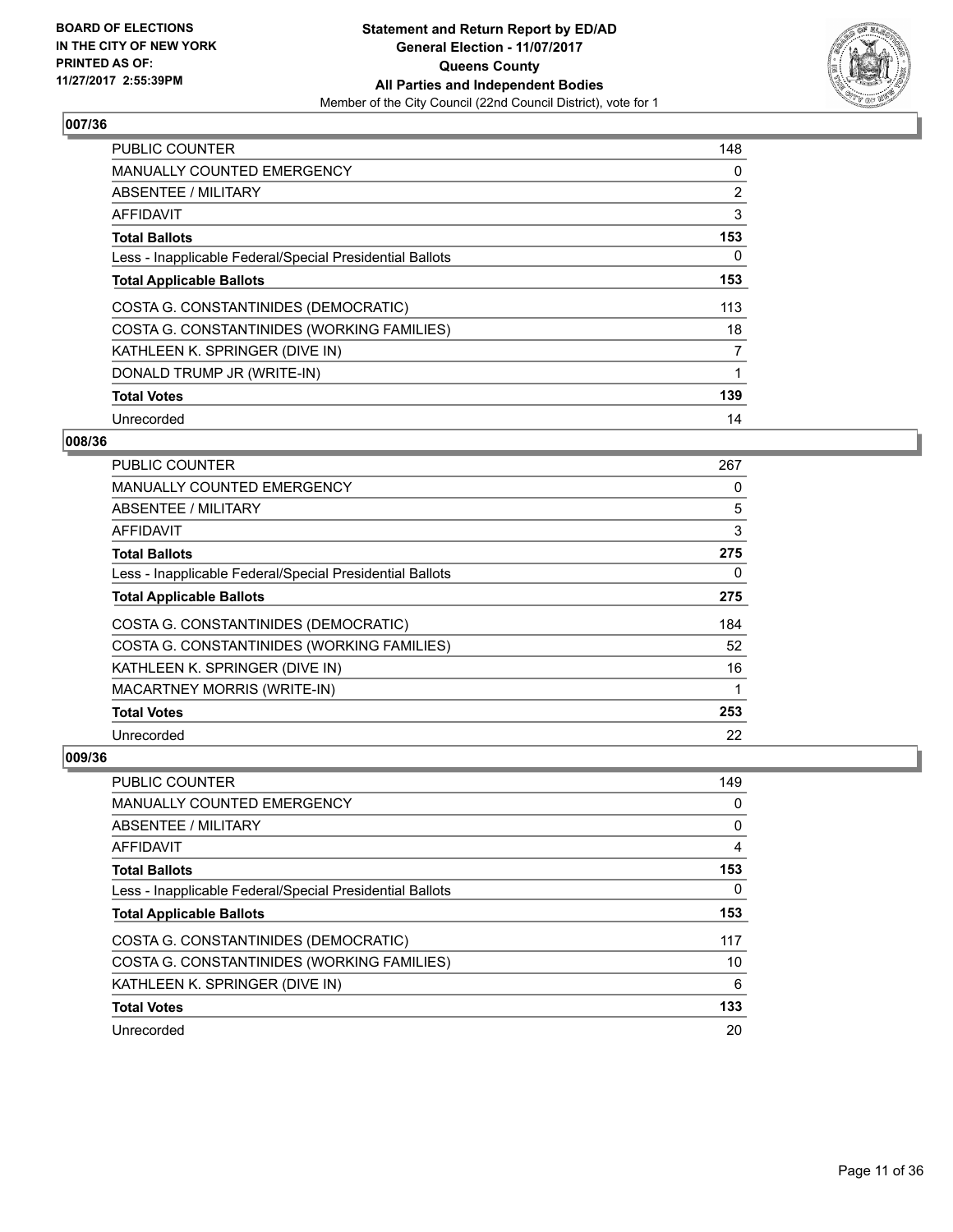**BOARD OF ELECTIONS IN THE CITY OF NEW YORK PRINTED AS OF: 11/27/2017 2:55:39PM**

**Statement and Return Report by ED/AD**
**General Election - 11/07/2017**
**Queens County**
**All Parties and Independent Bodies**
Member of the City Council (22nd Council District), vote for 1

### 007/36

| | |
|---|---|
| PUBLIC COUNTER | 148 |
| MANUALLY COUNTED EMERGENCY | 0 |
| ABSENTEE / MILITARY | 2 |
| AFFIDAVIT | 3 |
| **Total Ballots** | **153** |
| Less - Inapplicable Federal/Special Presidential Ballots | 0 |
| **Total Applicable Ballots** | **153** |
| COSTA G. CONSTANTINIDES (DEMOCRATIC) | 113 |
| COSTA G. CONSTANTINIDES (WORKING FAMILIES) | 18 |
| KATHLEEN K. SPRINGER (DIVE IN) | 7 |
| DONALD TRUMP JR (WRITE-IN) | 1 |
| **Total Votes** | **139** |
| Unrecorded | 14 |

### 008/36

| | |
|---|---|
| PUBLIC COUNTER | 267 |
| MANUALLY COUNTED EMERGENCY | 0 |
| ABSENTEE / MILITARY | 5 |
| AFFIDAVIT | 3 |
| **Total Ballots** | **275** |
| Less - Inapplicable Federal/Special Presidential Ballots | 0 |
| **Total Applicable Ballots** | **275** |
| COSTA G. CONSTANTINIDES (DEMOCRATIC) | 184 |
| COSTA G. CONSTANTINIDES (WORKING FAMILIES) | 52 |
| KATHLEEN K. SPRINGER (DIVE IN) | 16 |
| MACARTNEY MORRIS (WRITE-IN) | 1 |
| **Total Votes** | **253** |
| Unrecorded | 22 |

### 009/36

| | |
|---|---|
| PUBLIC COUNTER | 149 |
| MANUALLY COUNTED EMERGENCY | 0 |
| ABSENTEE / MILITARY | 0 |
| AFFIDAVIT | 4 |
| **Total Ballots** | **153** |
| Less - Inapplicable Federal/Special Presidential Ballots | 0 |
| **Total Applicable Ballots** | **153** |
| COSTA G. CONSTANTINIDES (DEMOCRATIC) | 117 |
| COSTA G. CONSTANTINIDES (WORKING FAMILIES) | 10 |
| KATHLEEN K. SPRINGER (DIVE IN) | 6 |
| **Total Votes** | **133** |
| Unrecorded | 20 |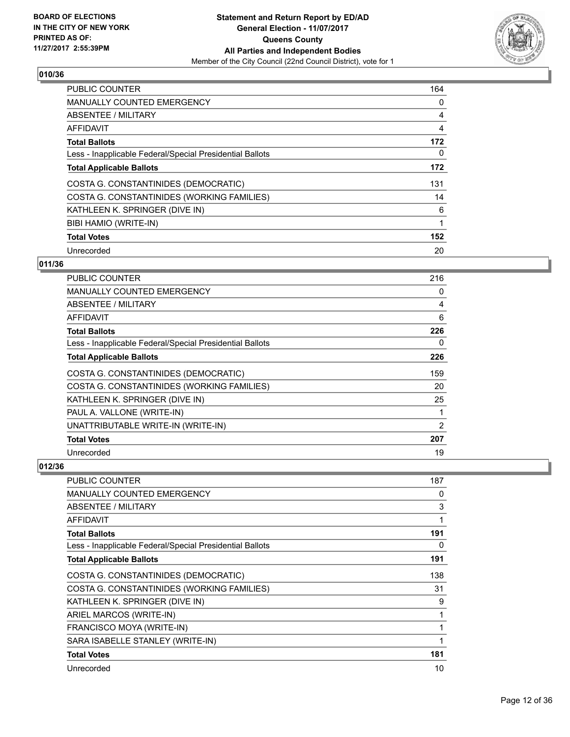BOARD OF ELECTIONS
IN THE CITY OF NEW YORK
PRINTED AS OF:
11/27/2017 2:55:39PM

**Statement and Return Report by ED/AD**
**General Election - 11/07/2017**
**Queens County**
**All Parties and Independent Bodies**
Member of the City Council (22nd Council District), vote for 1

## 010/36

| | |
|---|---|
| PUBLIC COUNTER | 164 |
| MANUALLY COUNTED EMERGENCY | 0 |
| ABSENTEE / MILITARY | 4 |
| AFFIDAVIT | 4 |
| **Total Ballots** | **172** |
| Less - Inapplicable Federal/Special Presidential Ballots | 0 |
| **Total Applicable Ballots** | **172** |
| COSTA G. CONSTANTINIDES (DEMOCRATIC) | 131 |
| COSTA G. CONSTANTINIDES (WORKING FAMILIES) | 14 |
| KATHLEEN K. SPRINGER (DIVE IN) | 6 |
| BIBI HAMIO (WRITE-IN) | 1 |
| **Total Votes** | **152** |
| Unrecorded | 20 |

## 011/36

| | |
|---|---|
| PUBLIC COUNTER | 216 |
| MANUALLY COUNTED EMERGENCY | 0 |
| ABSENTEE / MILITARY | 4 |
| AFFIDAVIT | 6 |
| **Total Ballots** | **226** |
| Less - Inapplicable Federal/Special Presidential Ballots | 0 |
| **Total Applicable Ballots** | **226** |
| COSTA G. CONSTANTINIDES (DEMOCRATIC) | 159 |
| COSTA G. CONSTANTINIDES (WORKING FAMILIES) | 20 |
| KATHLEEN K. SPRINGER (DIVE IN) | 25 |
| PAUL A. VALLONE (WRITE-IN) | 1 |
| UNATTRIBUTABLE WRITE-IN (WRITE-IN) | 2 |
| **Total Votes** | **207** |
| Unrecorded | 19 |

## 012/36

| | |
|---|---|
| PUBLIC COUNTER | 187 |
| MANUALLY COUNTED EMERGENCY | 0 |
| ABSENTEE / MILITARY | 3 |
| AFFIDAVIT | 1 |
| **Total Ballots** | **191** |
| Less - Inapplicable Federal/Special Presidential Ballots | 0 |
| **Total Applicable Ballots** | **191** |
| COSTA G. CONSTANTINIDES (DEMOCRATIC) | 138 |
| COSTA G. CONSTANTINIDES (WORKING FAMILIES) | 31 |
| KATHLEEN K. SPRINGER (DIVE IN) | 9 |
| ARIEL MARCOS (WRITE-IN) | 1 |
| FRANCISCO MOYA (WRITE-IN) | 1 |
| SARA ISABELLE STANLEY (WRITE-IN) | 1 |
| **Total Votes** | **181** |
| Unrecorded | 10 |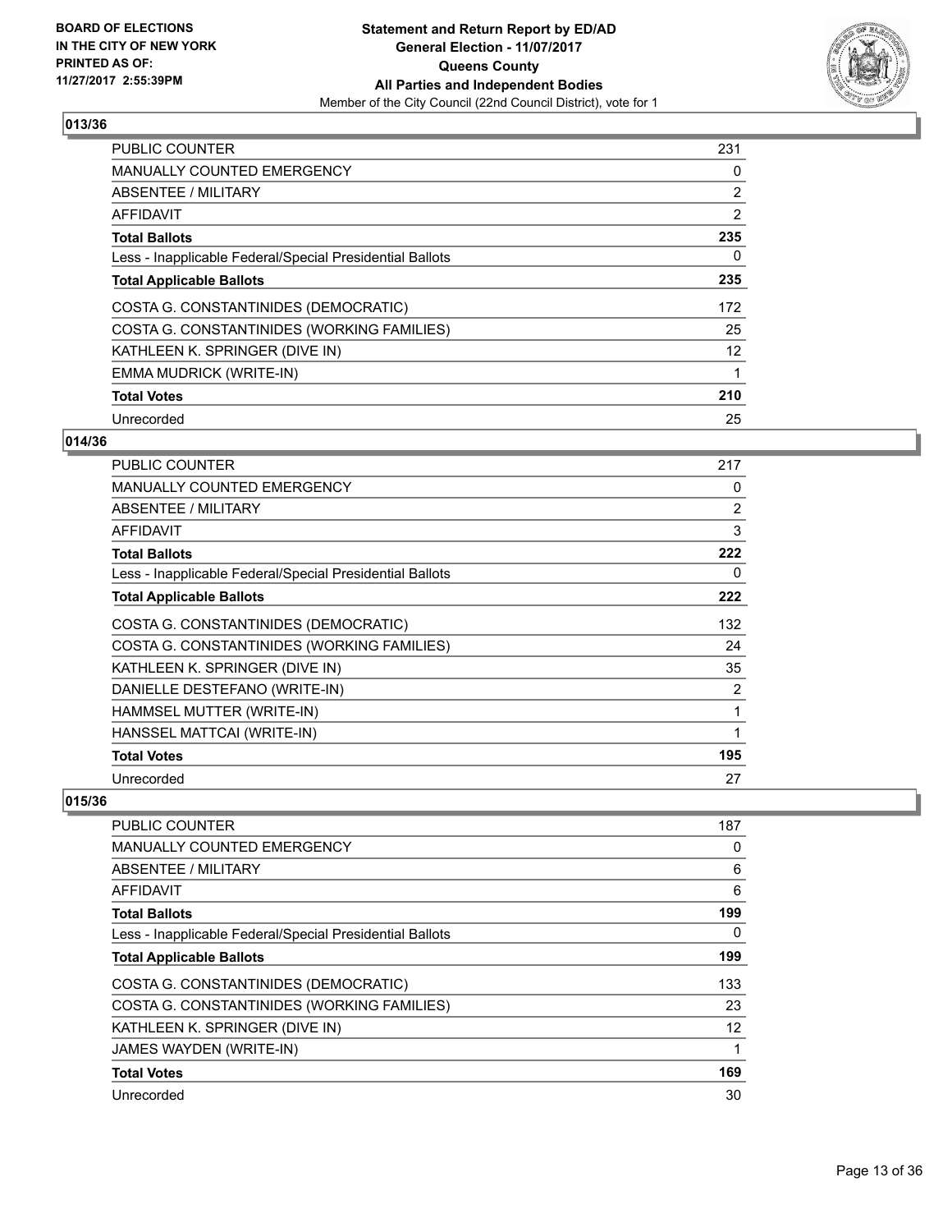**BOARD OF ELECTIONS IN THE CITY OF NEW YORK PRINTED AS OF: 11/27/2017 2:55:39PM**

**Statement and Return Report by ED/AD General Election - 11/07/2017 Queens County All Parties and Independent Bodies**
Member of the City Council (22nd Council District), vote for 1

## 013/36

| | |
|---|---|
| PUBLIC COUNTER | 231 |
| MANUALLY COUNTED EMERGENCY | 0 |
| ABSENTEE / MILITARY | 2 |
| AFFIDAVIT | 2 |
| **Total Ballots** | **235** |
| Less - Inapplicable Federal/Special Presidential Ballots | 0 |
| **Total Applicable Ballots** | **235** |
| COSTA G. CONSTANTINIDES (DEMOCRATIC) | 172 |
| COSTA G. CONSTANTINIDES (WORKING FAMILIES) | 25 |
| KATHLEEN K. SPRINGER (DIVE IN) | 12 |
| EMMA MUDRICK (WRITE-IN) | 1 |
| **Total Votes** | **210** |
| Unrecorded | 25 |

## 014/36

| | |
|---|---|
| PUBLIC COUNTER | 217 |
| MANUALLY COUNTED EMERGENCY | 0 |
| ABSENTEE / MILITARY | 2 |
| AFFIDAVIT | 3 |
| **Total Ballots** | **222** |
| Less - Inapplicable Federal/Special Presidential Ballots | 0 |
| **Total Applicable Ballots** | **222** |
| COSTA G. CONSTANTINIDES (DEMOCRATIC) | 132 |
| COSTA G. CONSTANTINIDES (WORKING FAMILIES) | 24 |
| KATHLEEN K. SPRINGER (DIVE IN) | 35 |
| DANIELLE DESTEFANO (WRITE-IN) | 2 |
| HAMMSEL MUTTER (WRITE-IN) | 1 |
| HANSSEL MATTCAI (WRITE-IN) | 1 |
| **Total Votes** | **195** |
| Unrecorded | 27 |

## 015/36

| | |
|---|---|
| PUBLIC COUNTER | 187 |
| MANUALLY COUNTED EMERGENCY | 0 |
| ABSENTEE / MILITARY | 6 |
| AFFIDAVIT | 6 |
| **Total Ballots** | **199** |
| Less - Inapplicable Federal/Special Presidential Ballots | 0 |
| **Total Applicable Ballots** | **199** |
| COSTA G. CONSTANTINIDES (DEMOCRATIC) | 133 |
| COSTA G. CONSTANTINIDES (WORKING FAMILIES) | 23 |
| KATHLEEN K. SPRINGER (DIVE IN) | 12 |
| JAMES WAYDEN (WRITE-IN) | 1 |
| **Total Votes** | **169** |
| Unrecorded | 30 |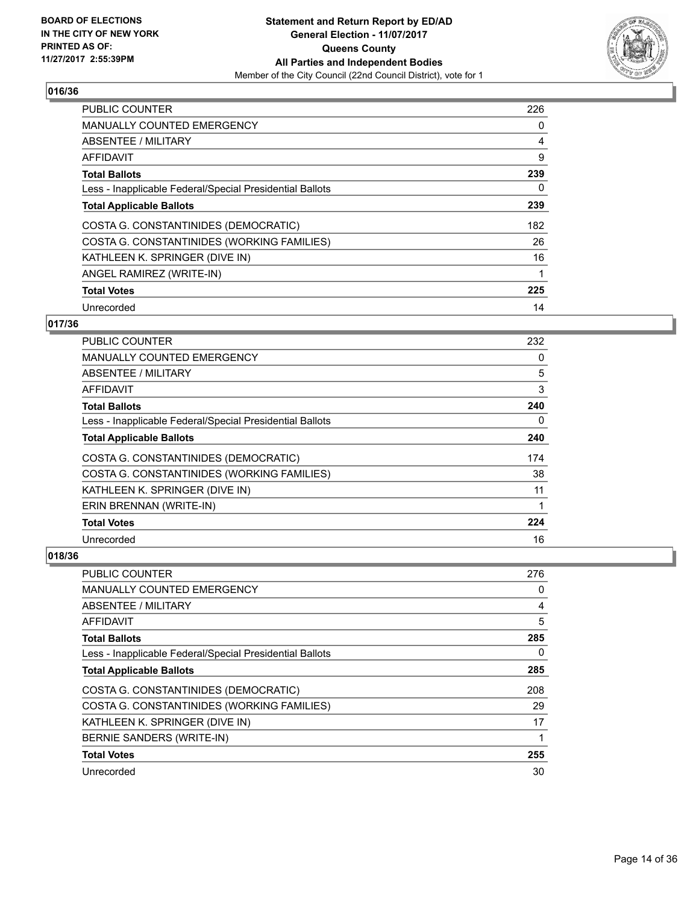BOARD OF ELECTIONS
IN THE CITY OF NEW YORK
PRINTED AS OF:
11/27/2017 2:55:39PM

**Statement and Return Report by ED/AD**
**General Election - 11/07/2017**
**Queens County**
**All Parties and Independent Bodies**
Member of the City Council (22nd Council District), vote for 1

### 016/36

| | |
|---|---|
| PUBLIC COUNTER | 226 |
| MANUALLY COUNTED EMERGENCY | 0 |
| ABSENTEE / MILITARY | 4 |
| AFFIDAVIT | 9 |
| **Total Ballots** | **239** |
| Less - Inapplicable Federal/Special Presidential Ballots | 0 |
| **Total Applicable Ballots** | **239** |
| COSTA G. CONSTANTINIDES (DEMOCRATIC) | 182 |
| COSTA G. CONSTANTINIDES (WORKING FAMILIES) | 26 |
| KATHLEEN K. SPRINGER (DIVE IN) | 16 |
| ANGEL RAMIREZ (WRITE-IN) | 1 |
| **Total Votes** | **225** |
| Unrecorded | 14 |

### 017/36

| | |
|---|---|
| PUBLIC COUNTER | 232 |
| MANUALLY COUNTED EMERGENCY | 0 |
| ABSENTEE / MILITARY | 5 |
| AFFIDAVIT | 3 |
| **Total Ballots** | **240** |
| Less - Inapplicable Federal/Special Presidential Ballots | 0 |
| **Total Applicable Ballots** | **240** |
| COSTA G. CONSTANTINIDES (DEMOCRATIC) | 174 |
| COSTA G. CONSTANTINIDES (WORKING FAMILIES) | 38 |
| KATHLEEN K. SPRINGER (DIVE IN) | 11 |
| ERIN BRENNAN (WRITE-IN) | 1 |
| **Total Votes** | **224** |
| Unrecorded | 16 |

### 018/36

| | |
|---|---|
| PUBLIC COUNTER | 276 |
| MANUALLY COUNTED EMERGENCY | 0 |
| ABSENTEE / MILITARY | 4 |
| AFFIDAVIT | 5 |
| **Total Ballots** | **285** |
| Less - Inapplicable Federal/Special Presidential Ballots | 0 |
| **Total Applicable Ballots** | **285** |
| COSTA G. CONSTANTINIDES (DEMOCRATIC) | 208 |
| COSTA G. CONSTANTINIDES (WORKING FAMILIES) | 29 |
| KATHLEEN K. SPRINGER (DIVE IN) | 17 |
| BERNIE SANDERS (WRITE-IN) | 1 |
| **Total Votes** | **255** |
| Unrecorded | 30 |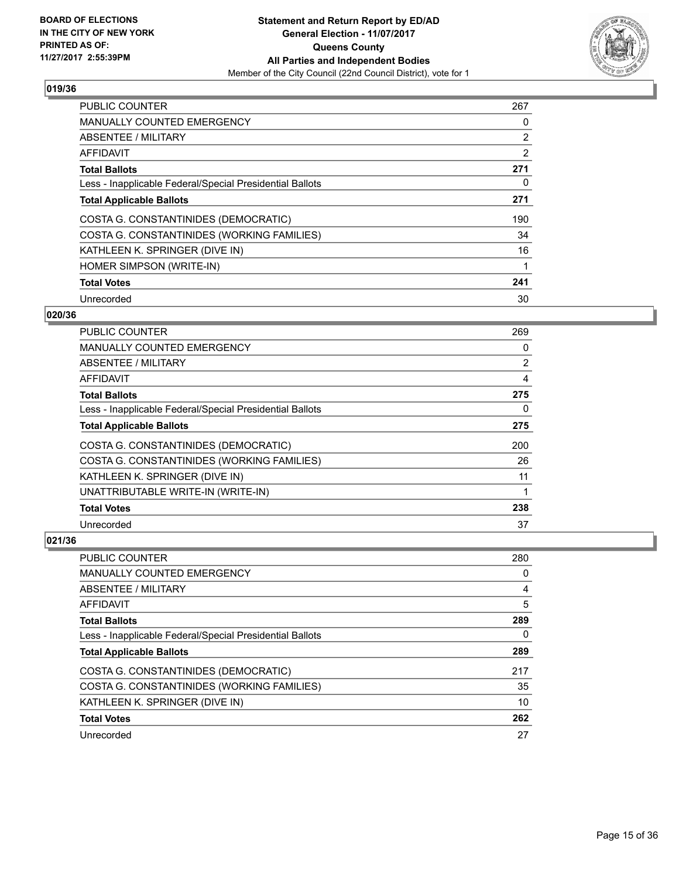## 019/36

| | |
|---|---|
| PUBLIC COUNTER | 267 |
| MANUALLY COUNTED EMERGENCY | 0 |
| ABSENTEE / MILITARY | 2 |
| AFFIDAVIT | 2 |
| **Total Ballots** | **271** |
| Less - Inapplicable Federal/Special Presidential Ballots | 0 |
| **Total Applicable Ballots** | **271** |
| COSTA G. CONSTANTINIDES (DEMOCRATIC) | 190 |
| COSTA G. CONSTANTINIDES (WORKING FAMILIES) | 34 |
| KATHLEEN K. SPRINGER (DIVE IN) | 16 |
| HOMER SIMPSON (WRITE-IN) | 1 |
| **Total Votes** | **241** |
| Unrecorded | 30 |

## 020/36

| | |
|---|---|
| PUBLIC COUNTER | 269 |
| MANUALLY COUNTED EMERGENCY | 0 |
| ABSENTEE / MILITARY | 2 |
| AFFIDAVIT | 4 |
| **Total Ballots** | **275** |
| Less - Inapplicable Federal/Special Presidential Ballots | 0 |
| **Total Applicable Ballots** | **275** |
| COSTA G. CONSTANTINIDES (DEMOCRATIC) | 200 |
| COSTA G. CONSTANTINIDES (WORKING FAMILIES) | 26 |
| KATHLEEN K. SPRINGER (DIVE IN) | 11 |
| UNATTRIBUTABLE WRITE-IN (WRITE-IN) | 1 |
| **Total Votes** | **238** |
| Unrecorded | 37 |

## 021/36

| | |
|---|---|
| PUBLIC COUNTER | 280 |
| MANUALLY COUNTED EMERGENCY | 0 |
| ABSENTEE / MILITARY | 4 |
| AFFIDAVIT | 5 |
| **Total Ballots** | **289** |
| Less - Inapplicable Federal/Special Presidential Ballots | 0 |
| **Total Applicable Ballots** | **289** |
| COSTA G. CONSTANTINIDES (DEMOCRATIC) | 217 |
| COSTA G. CONSTANTINIDES (WORKING FAMILIES) | 35 |
| KATHLEEN K. SPRINGER (DIVE IN) | 10 |
| **Total Votes** | **262** |
| Unrecorded | 27 |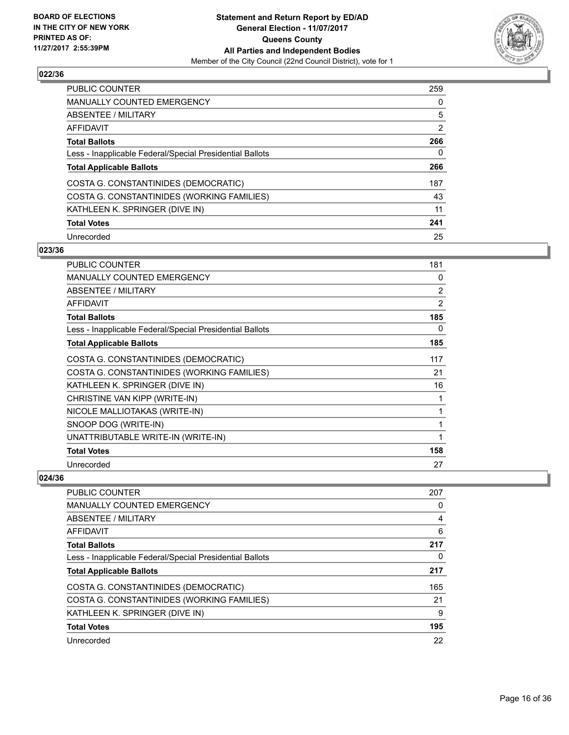**BOARD OF ELECTIONS IN THE CITY OF NEW YORK PRINTED AS OF: 11/27/2017 2:55:39PM**

**Statement and Return Report by ED/AD General Election - 11/07/2017 Queens County All Parties and Independent Bodies**
Member of the City Council (22nd Council District), vote for 1

### 022/36

| | |
|---|---|
| PUBLIC COUNTER | 259 |
| MANUALLY COUNTED EMERGENCY | 0 |
| ABSENTEE / MILITARY | 5 |
| AFFIDAVIT | 2 |
| **Total Ballots** | **266** |
| Less - Inapplicable Federal/Special Presidential Ballots | 0 |
| **Total Applicable Ballots** | **266** |
| COSTA G. CONSTANTINIDES (DEMOCRATIC) | 187 |
| COSTA G. CONSTANTINIDES (WORKING FAMILIES) | 43 |
| KATHLEEN K. SPRINGER (DIVE IN) | 11 |
| **Total Votes** | **241** |
| Unrecorded | 25 |

### 023/36

| | |
|---|---|
| PUBLIC COUNTER | 181 |
| MANUALLY COUNTED EMERGENCY | 0 |
| ABSENTEE / MILITARY | 2 |
| AFFIDAVIT | 2 |
| **Total Ballots** | **185** |
| Less - Inapplicable Federal/Special Presidential Ballots | 0 |
| **Total Applicable Ballots** | **185** |
| COSTA G. CONSTANTINIDES (DEMOCRATIC) | 117 |
| COSTA G. CONSTANTINIDES (WORKING FAMILIES) | 21 |
| KATHLEEN K. SPRINGER (DIVE IN) | 16 |
| CHRISTINE VAN KIPP (WRITE-IN) | 1 |
| NICOLE MALLIOTAKAS (WRITE-IN) | 1 |
| SNOOP DOG (WRITE-IN) | 1 |
| UNATTRIBUTABLE WRITE-IN (WRITE-IN) | 1 |
| **Total Votes** | **158** |
| Unrecorded | 27 |

### 024/36

| | |
|---|---|
| PUBLIC COUNTER | 207 |
| MANUALLY COUNTED EMERGENCY | 0 |
| ABSENTEE / MILITARY | 4 |
| AFFIDAVIT | 6 |
| **Total Ballots** | **217** |
| Less - Inapplicable Federal/Special Presidential Ballots | 0 |
| **Total Applicable Ballots** | **217** |
| COSTA G. CONSTANTINIDES (DEMOCRATIC) | 165 |
| COSTA G. CONSTANTINIDES (WORKING FAMILIES) | 21 |
| KATHLEEN K. SPRINGER (DIVE IN) | 9 |
| **Total Votes** | **195** |
| Unrecorded | 22 |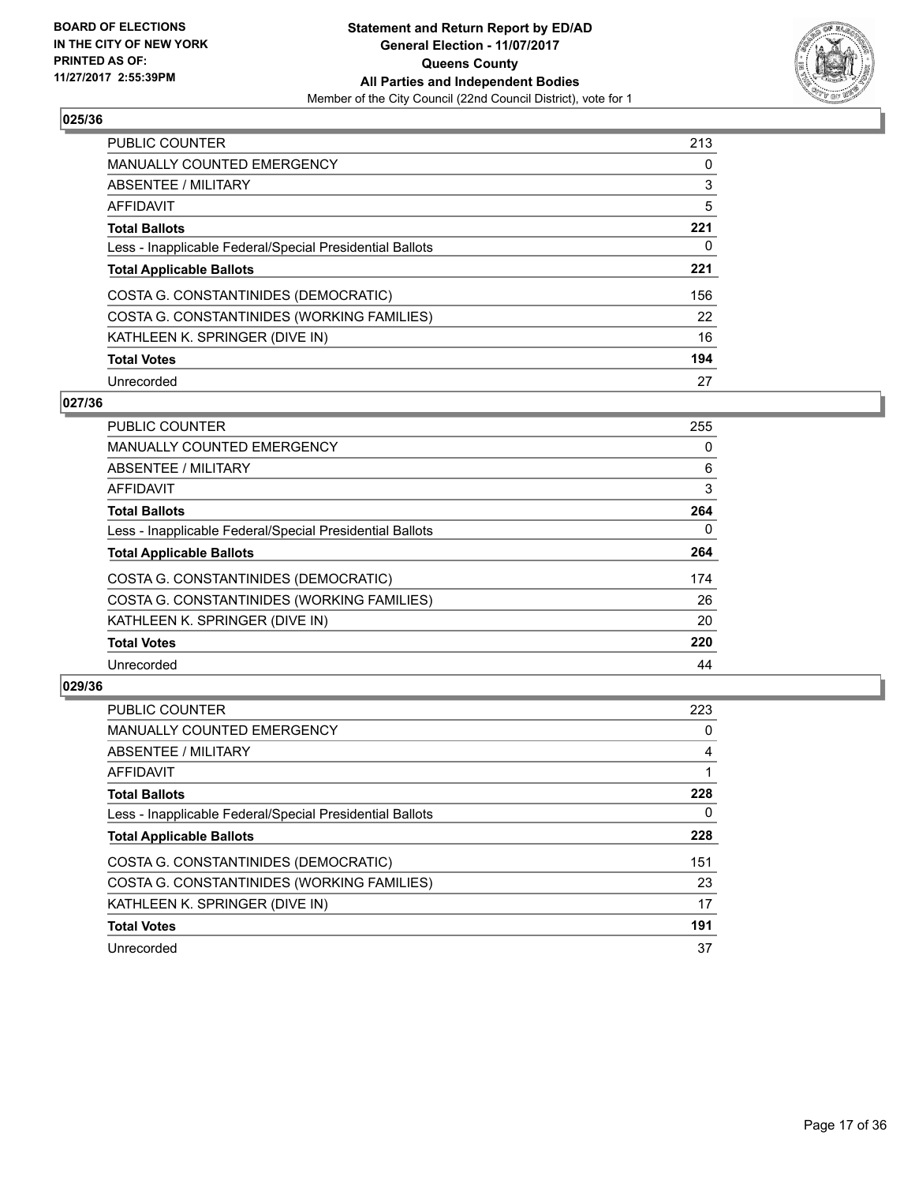**BOARD OF ELECTIONS IN THE CITY OF NEW YORK PRINTED AS OF: 11/27/2017 2:55:39PM**

**Statement and Return Report by ED/AD General Election - 11/07/2017 Queens County All Parties and Independent Bodies**

Member of the City Council (22nd Council District), vote for 1

## 025/36

| | |
|---|---|
| PUBLIC COUNTER | 213 |
| MANUALLY COUNTED EMERGENCY | 0 |
| ABSENTEE / MILITARY | 3 |
| AFFIDAVIT | 5 |
| **Total Ballots** | **221** |
| Less - Inapplicable Federal/Special Presidential Ballots | 0 |
| **Total Applicable Ballots** | **221** |
| COSTA G. CONSTANTINIDES (DEMOCRATIC) | 156 |
| COSTA G. CONSTANTINIDES (WORKING FAMILIES) | 22 |
| KATHLEEN K. SPRINGER (DIVE IN) | 16 |
| **Total Votes** | **194** |
| Unrecorded | 27 |

## 027/36

| | |
|---|---|
| PUBLIC COUNTER | 255 |
| MANUALLY COUNTED EMERGENCY | 0 |
| ABSENTEE / MILITARY | 6 |
| AFFIDAVIT | 3 |
| **Total Ballots** | **264** |
| Less - Inapplicable Federal/Special Presidential Ballots | 0 |
| **Total Applicable Ballots** | **264** |
| COSTA G. CONSTANTINIDES (DEMOCRATIC) | 174 |
| COSTA G. CONSTANTINIDES (WORKING FAMILIES) | 26 |
| KATHLEEN K. SPRINGER (DIVE IN) | 20 |
| **Total Votes** | **220** |
| Unrecorded | 44 |

## 029/36

| | |
|---|---|
| PUBLIC COUNTER | 223 |
| MANUALLY COUNTED EMERGENCY | 0 |
| ABSENTEE / MILITARY | 4 |
| AFFIDAVIT | 1 |
| **Total Ballots** | **228** |
| Less - Inapplicable Federal/Special Presidential Ballots | 0 |
| **Total Applicable Ballots** | **228** |
| COSTA G. CONSTANTINIDES (DEMOCRATIC) | 151 |
| COSTA G. CONSTANTINIDES (WORKING FAMILIES) | 23 |
| KATHLEEN K. SPRINGER (DIVE IN) | 17 |
| **Total Votes** | **191** |
| Unrecorded | 37 |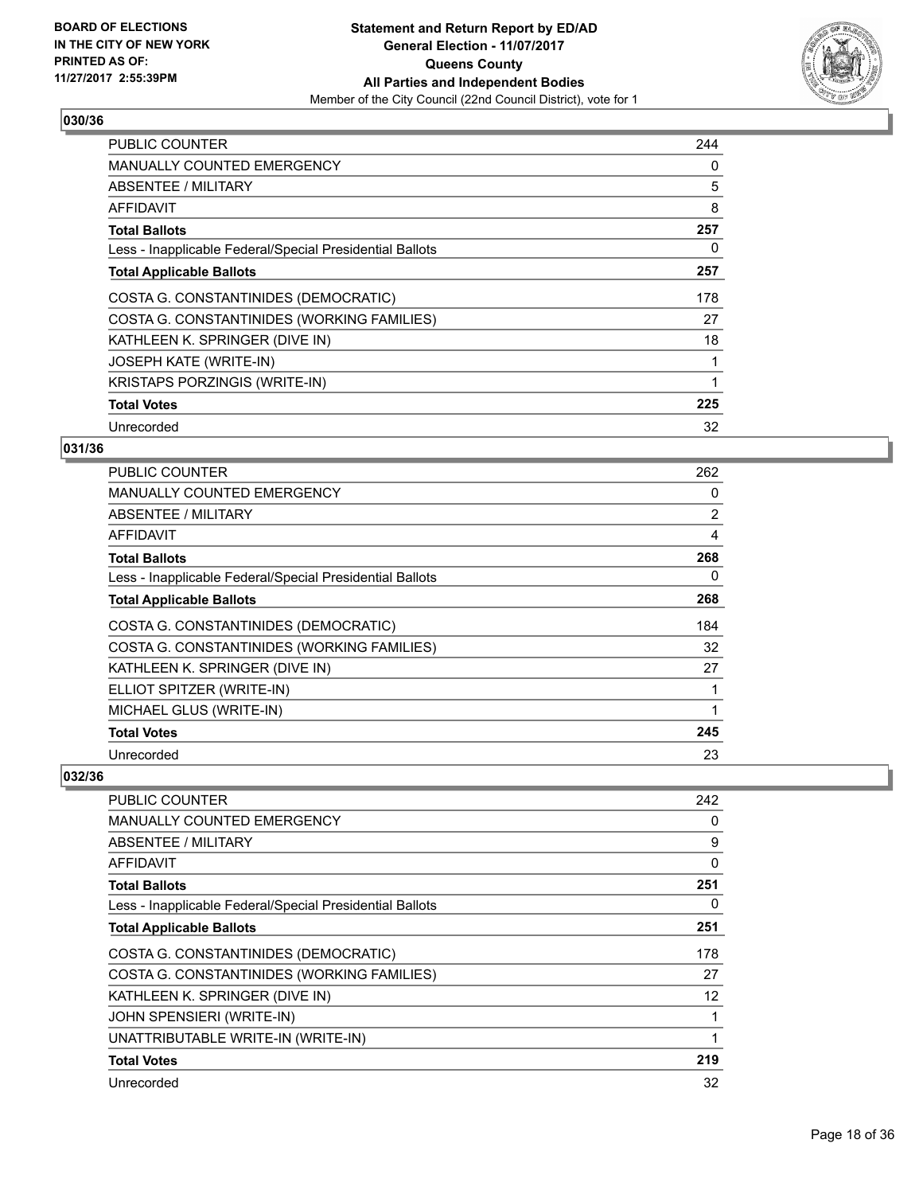**BOARD OF ELECTIONS IN THE CITY OF NEW YORK PRINTED AS OF: 11/27/2017 2:55:39PM**

**Statement and Return Report by ED/AD**
**General Election - 11/07/2017**
**Queens County**
**All Parties and Independent Bodies**
Member of the City Council (22nd Council District), vote for 1

### 030/36

| | |
|---|---|
| PUBLIC COUNTER | 244 |
| MANUALLY COUNTED EMERGENCY | 0 |
| ABSENTEE / MILITARY | 5 |
| AFFIDAVIT | 8 |
| **Total Ballots** | **257** |
| Less - Inapplicable Federal/Special Presidential Ballots | 0 |
| **Total Applicable Ballots** | **257** |
| COSTA G. CONSTANTINIDES (DEMOCRATIC) | 178 |
| COSTA G. CONSTANTINIDES (WORKING FAMILIES) | 27 |
| KATHLEEN K. SPRINGER (DIVE IN) | 18 |
| JOSEPH KATE (WRITE-IN) | 1 |
| KRISTAPS PORZINGIS (WRITE-IN) | 1 |
| **Total Votes** | **225** |
| Unrecorded | 32 |

### 031/36

| | |
|---|---|
| PUBLIC COUNTER | 262 |
| MANUALLY COUNTED EMERGENCY | 0 |
| ABSENTEE / MILITARY | 2 |
| AFFIDAVIT | 4 |
| **Total Ballots** | **268** |
| Less - Inapplicable Federal/Special Presidential Ballots | 0 |
| **Total Applicable Ballots** | **268** |
| COSTA G. CONSTANTINIDES (DEMOCRATIC) | 184 |
| COSTA G. CONSTANTINIDES (WORKING FAMILIES) | 32 |
| KATHLEEN K. SPRINGER (DIVE IN) | 27 |
| ELLIOT SPITZER (WRITE-IN) | 1 |
| MICHAEL GLUS (WRITE-IN) | 1 |
| **Total Votes** | **245** |
| Unrecorded | 23 |

### 032/36

| | |
|---|---|
| PUBLIC COUNTER | 242 |
| MANUALLY COUNTED EMERGENCY | 0 |
| ABSENTEE / MILITARY | 9 |
| AFFIDAVIT | 0 |
| **Total Ballots** | **251** |
| Less - Inapplicable Federal/Special Presidential Ballots | 0 |
| **Total Applicable Ballots** | **251** |
| COSTA G. CONSTANTINIDES (DEMOCRATIC) | 178 |
| COSTA G. CONSTANTINIDES (WORKING FAMILIES) | 27 |
| KATHLEEN K. SPRINGER (DIVE IN) | 12 |
| JOHN SPENSIERI (WRITE-IN) | 1 |
| UNATTRIBUTABLE WRITE-IN (WRITE-IN) | 1 |
| **Total Votes** | **219** |
| Unrecorded | 32 |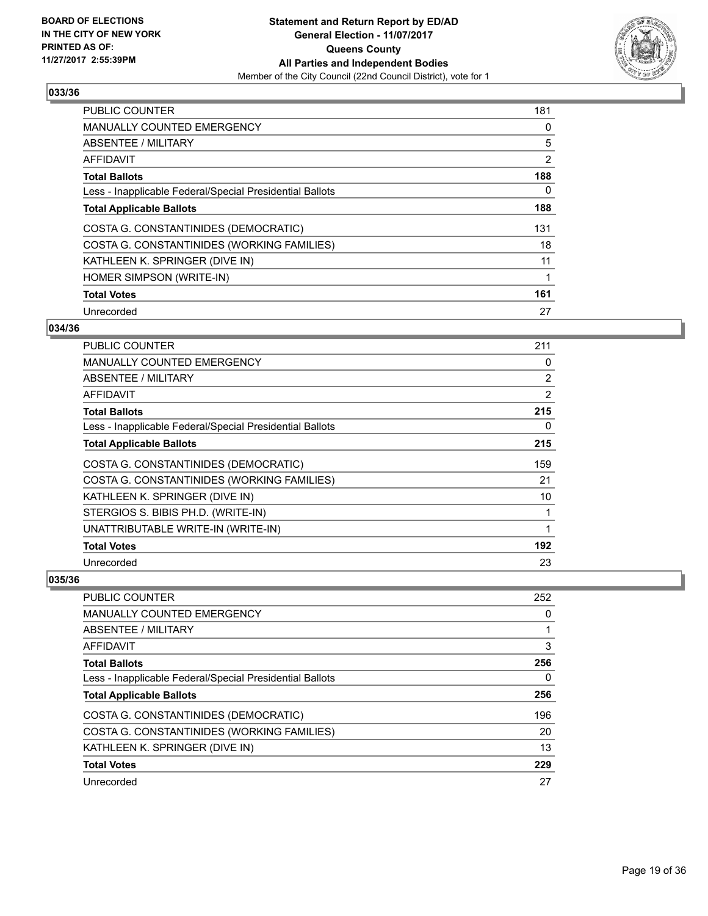## 033/36

| | |
|---|---|
| PUBLIC COUNTER | 181 |
| MANUALLY COUNTED EMERGENCY | 0 |
| ABSENTEE / MILITARY | 5 |
| AFFIDAVIT | 2 |
| **Total Ballots** | **188** |
| Less - Inapplicable Federal/Special Presidential Ballots | 0 |
| **Total Applicable Ballots** | **188** |
| COSTA G. CONSTANTINIDES (DEMOCRATIC) | 131 |
| COSTA G. CONSTANTINIDES (WORKING FAMILIES) | 18 |
| KATHLEEN K. SPRINGER (DIVE IN) | 11 |
| HOMER SIMPSON (WRITE-IN) | 1 |
| **Total Votes** | **161** |
| Unrecorded | 27 |

## 034/36

| | |
|---|---|
| PUBLIC COUNTER | 211 |
| MANUALLY COUNTED EMERGENCY | 0 |
| ABSENTEE / MILITARY | 2 |
| AFFIDAVIT | 2 |
| **Total Ballots** | **215** |
| Less - Inapplicable Federal/Special Presidential Ballots | 0 |
| **Total Applicable Ballots** | **215** |
| COSTA G. CONSTANTINIDES (DEMOCRATIC) | 159 |
| COSTA G. CONSTANTINIDES (WORKING FAMILIES) | 21 |
| KATHLEEN K. SPRINGER (DIVE IN) | 10 |
| STERGIOS S. BIBIS PH.D. (WRITE-IN) | 1 |
| UNATTRIBUTABLE WRITE-IN (WRITE-IN) | 1 |
| **Total Votes** | **192** |
| Unrecorded | 23 |

## 035/36

| | |
|---|---|
| PUBLIC COUNTER | 252 |
| MANUALLY COUNTED EMERGENCY | 0 |
| ABSENTEE / MILITARY | 1 |
| AFFIDAVIT | 3 |
| **Total Ballots** | **256** |
| Less - Inapplicable Federal/Special Presidential Ballots | 0 |
| **Total Applicable Ballots** | **256** |
| COSTA G. CONSTANTINIDES (DEMOCRATIC) | 196 |
| COSTA G. CONSTANTINIDES (WORKING FAMILIES) | 20 |
| KATHLEEN K. SPRINGER (DIVE IN) | 13 |
| **Total Votes** | **229** |
| Unrecorded | 27 |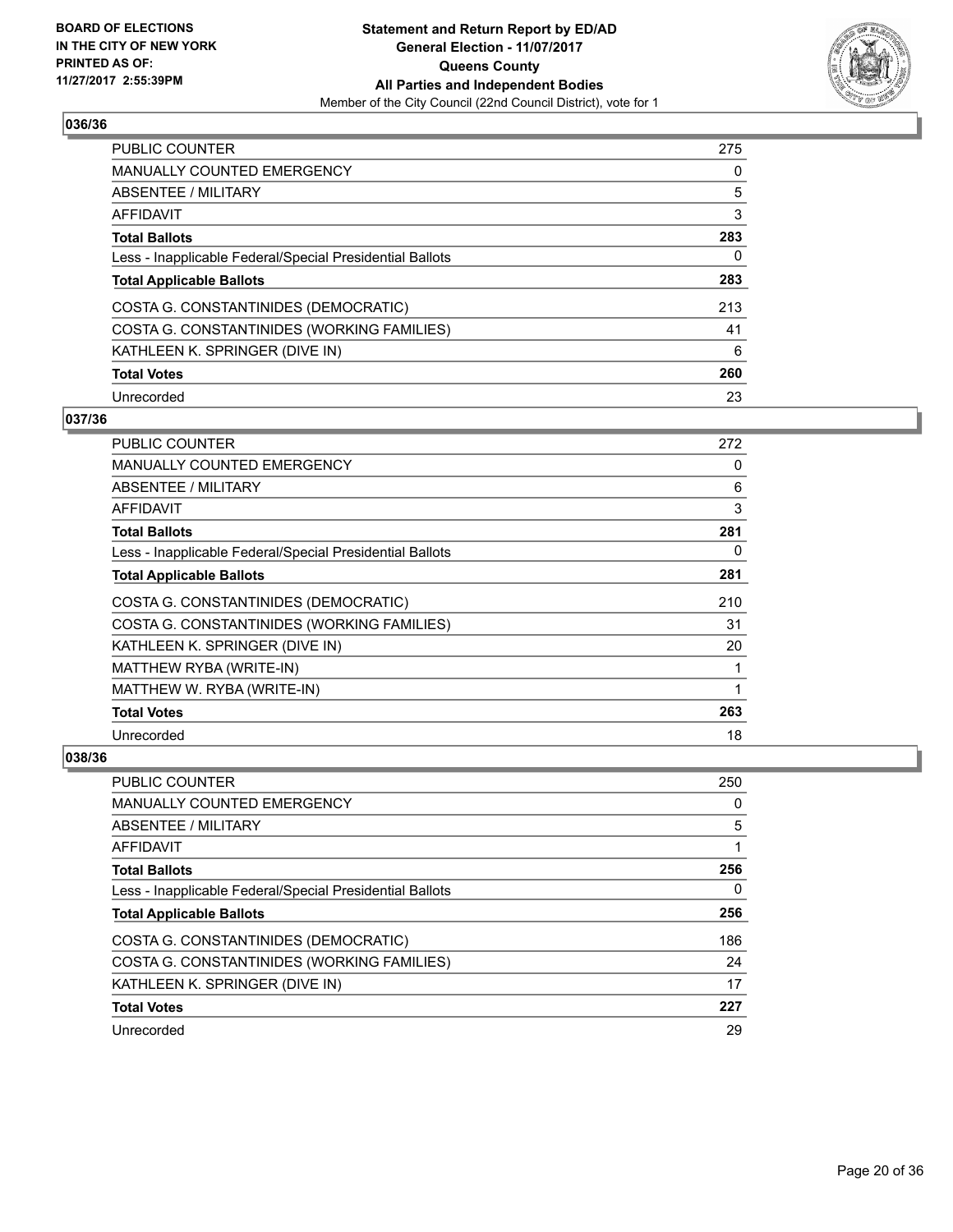**BOARD OF ELECTIONS IN THE CITY OF NEW YORK PRINTED AS OF: 11/27/2017 2:55:39PM**

**Statement and Return Report by ED/AD General Election - 11/07/2017 Queens County All Parties and Independent Bodies**

Member of the City Council (22nd Council District), vote for 1

### 036/36

| | |
|---|---|
| PUBLIC COUNTER | 275 |
| MANUALLY COUNTED EMERGENCY | 0 |
| ABSENTEE / MILITARY | 5 |
| AFFIDAVIT | 3 |
| **Total Ballots** | **283** |
| Less - Inapplicable Federal/Special Presidential Ballots | 0 |
| **Total Applicable Ballots** | **283** |
| COSTA G. CONSTANTINIDES (DEMOCRATIC) | 213 |
| COSTA G. CONSTANTINIDES (WORKING FAMILIES) | 41 |
| KATHLEEN K. SPRINGER (DIVE IN) | 6 |
| **Total Votes** | **260** |
| Unrecorded | 23 |

### 037/36

| | |
|---|---|
| PUBLIC COUNTER | 272 |
| MANUALLY COUNTED EMERGENCY | 0 |
| ABSENTEE / MILITARY | 6 |
| AFFIDAVIT | 3 |
| **Total Ballots** | **281** |
| Less - Inapplicable Federal/Special Presidential Ballots | 0 |
| **Total Applicable Ballots** | **281** |
| COSTA G. CONSTANTINIDES (DEMOCRATIC) | 210 |
| COSTA G. CONSTANTINIDES (WORKING FAMILIES) | 31 |
| KATHLEEN K. SPRINGER (DIVE IN) | 20 |
| MATTHEW RYBA (WRITE-IN) | 1 |
| MATTHEW W. RYBA (WRITE-IN) | 1 |
| **Total Votes** | **263** |
| Unrecorded | 18 |

### 038/36

| | |
|---|---|
| PUBLIC COUNTER | 250 |
| MANUALLY COUNTED EMERGENCY | 0 |
| ABSENTEE / MILITARY | 5 |
| AFFIDAVIT | 1 |
| **Total Ballots** | **256** |
| Less - Inapplicable Federal/Special Presidential Ballots | 0 |
| **Total Applicable Ballots** | **256** |
| COSTA G. CONSTANTINIDES (DEMOCRATIC) | 186 |
| COSTA G. CONSTANTINIDES (WORKING FAMILIES) | 24 |
| KATHLEEN K. SPRINGER (DIVE IN) | 17 |
| **Total Votes** | **227** |
| Unrecorded | 29 |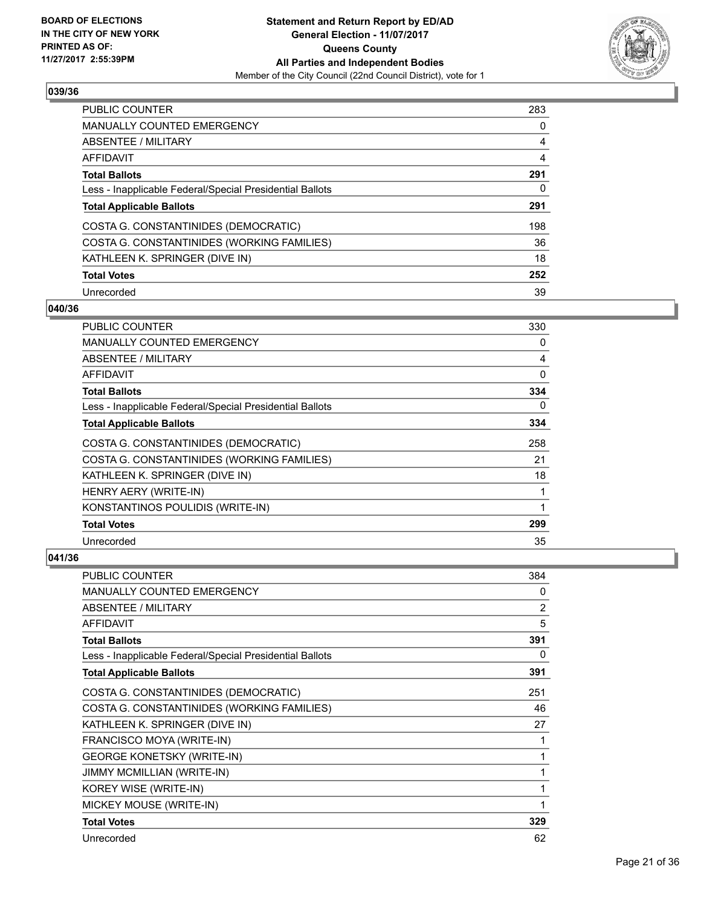## 039/36

| | |
|---|---|
| PUBLIC COUNTER | 283 |
| MANUALLY COUNTED EMERGENCY | 0 |
| ABSENTEE / MILITARY | 4 |
| AFFIDAVIT | 4 |
| **Total Ballots** | **291** |
| Less - Inapplicable Federal/Special Presidential Ballots | 0 |
| **Total Applicable Ballots** | **291** |
| COSTA G. CONSTANTINIDES (DEMOCRATIC) | 198 |
| COSTA G. CONSTANTINIDES (WORKING FAMILIES) | 36 |
| KATHLEEN K. SPRINGER (DIVE IN) | 18 |
| **Total Votes** | **252** |
| Unrecorded | 39 |

## 040/36

| | |
|---|---|
| PUBLIC COUNTER | 330 |
| MANUALLY COUNTED EMERGENCY | 0 |
| ABSENTEE / MILITARY | 4 |
| AFFIDAVIT | 0 |
| **Total Ballots** | **334** |
| Less - Inapplicable Federal/Special Presidential Ballots | 0 |
| **Total Applicable Ballots** | **334** |
| COSTA G. CONSTANTINIDES (DEMOCRATIC) | 258 |
| COSTA G. CONSTANTINIDES (WORKING FAMILIES) | 21 |
| KATHLEEN K. SPRINGER (DIVE IN) | 18 |
| HENRY AERY (WRITE-IN) | 1 |
| KONSTANTINOS POULIDIS (WRITE-IN) | 1 |
| **Total Votes** | **299** |
| Unrecorded | 35 |

## 041/36

| | |
|---|---|
| PUBLIC COUNTER | 384 |
| MANUALLY COUNTED EMERGENCY | 0 |
| ABSENTEE / MILITARY | 2 |
| AFFIDAVIT | 5 |
| **Total Ballots** | **391** |
| Less - Inapplicable Federal/Special Presidential Ballots | 0 |
| **Total Applicable Ballots** | **391** |
| COSTA G. CONSTANTINIDES (DEMOCRATIC) | 251 |
| COSTA G. CONSTANTINIDES (WORKING FAMILIES) | 46 |
| KATHLEEN K. SPRINGER (DIVE IN) | 27 |
| FRANCISCO MOYA (WRITE-IN) | 1 |
| GEORGE KONETSKY (WRITE-IN) | 1 |
| JIMMY MCMILLIAN (WRITE-IN) | 1 |
| KOREY WISE (WRITE-IN) | 1 |
| MICKEY MOUSE (WRITE-IN) | 1 |
| **Total Votes** | **329** |
| Unrecorded | 62 |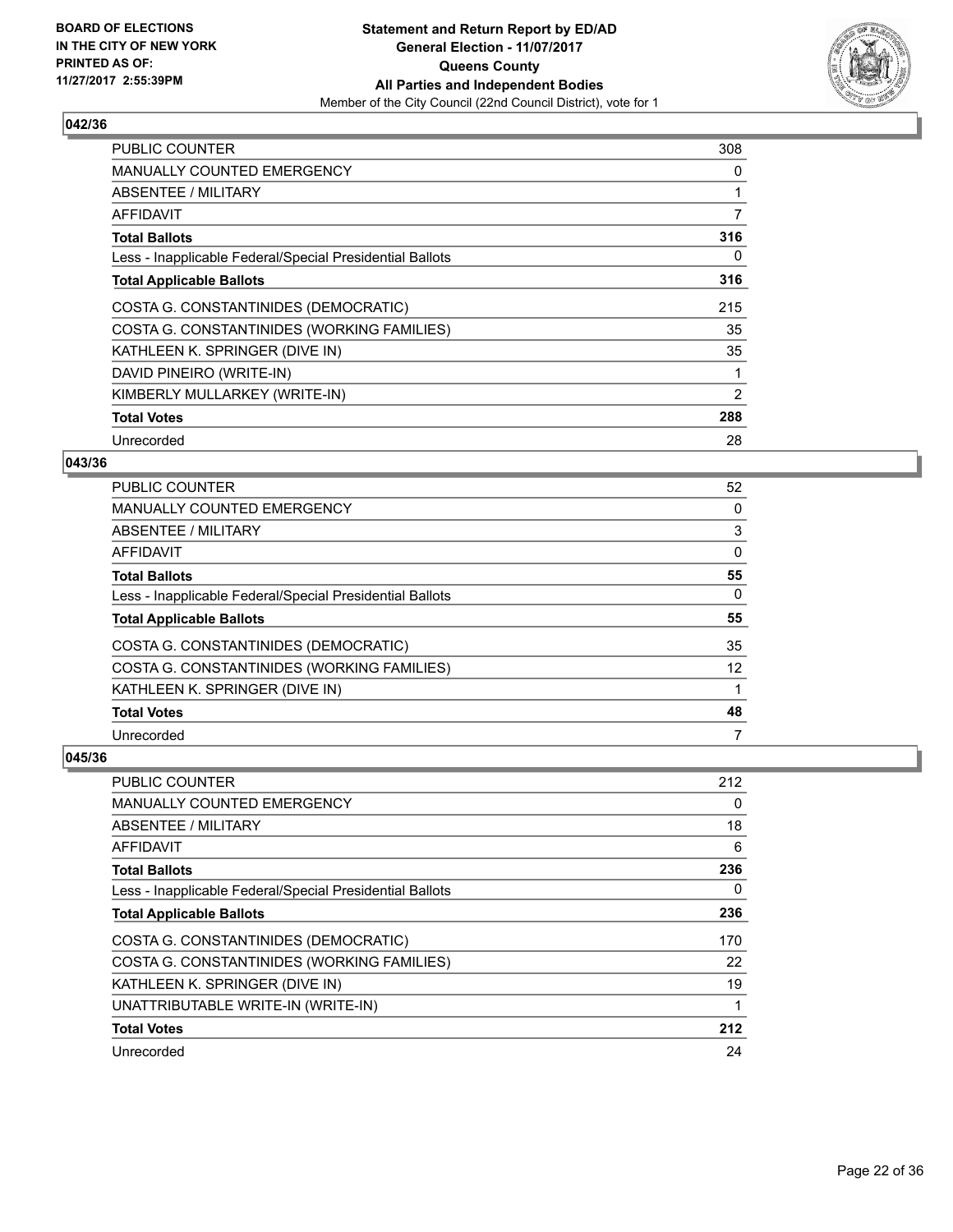BOARD OF ELECTIONS
IN THE CITY OF NEW YORK
PRINTED AS OF:
11/27/2017 2:55:39PM

**Statement and Return Report by ED/AD**
**General Election - 11/07/2017**
**Queens County**
**All Parties and Independent Bodies**
Member of the City Council (22nd Council District), vote for 1

### 042/36

| | |
|---|---|
| PUBLIC COUNTER | 308 |
| MANUALLY COUNTED EMERGENCY | 0 |
| ABSENTEE / MILITARY | 1 |
| AFFIDAVIT | 7 |
| **Total Ballots** | **316** |
| Less - Inapplicable Federal/Special Presidential Ballots | 0 |
| **Total Applicable Ballots** | **316** |
| COSTA G. CONSTANTINIDES (DEMOCRATIC) | 215 |
| COSTA G. CONSTANTINIDES (WORKING FAMILIES) | 35 |
| KATHLEEN K. SPRINGER (DIVE IN) | 35 |
| DAVID PINEIRO (WRITE-IN) | 1 |
| KIMBERLY MULLARKEY (WRITE-IN) | 2 |
| **Total Votes** | **288** |
| Unrecorded | 28 |

### 043/36

| | |
|---|---|
| PUBLIC COUNTER | 52 |
| MANUALLY COUNTED EMERGENCY | 0 |
| ABSENTEE / MILITARY | 3 |
| AFFIDAVIT | 0 |
| **Total Ballots** | **55** |
| Less - Inapplicable Federal/Special Presidential Ballots | 0 |
| **Total Applicable Ballots** | **55** |
| COSTA G. CONSTANTINIDES (DEMOCRATIC) | 35 |
| COSTA G. CONSTANTINIDES (WORKING FAMILIES) | 12 |
| KATHLEEN K. SPRINGER (DIVE IN) | 1 |
| **Total Votes** | **48** |
| Unrecorded | 7 |

### 045/36

| | |
|---|---|
| PUBLIC COUNTER | 212 |
| MANUALLY COUNTED EMERGENCY | 0 |
| ABSENTEE / MILITARY | 18 |
| AFFIDAVIT | 6 |
| **Total Ballots** | **236** |
| Less - Inapplicable Federal/Special Presidential Ballots | 0 |
| **Total Applicable Ballots** | **236** |
| COSTA G. CONSTANTINIDES (DEMOCRATIC) | 170 |
| COSTA G. CONSTANTINIDES (WORKING FAMILIES) | 22 |
| KATHLEEN K. SPRINGER (DIVE IN) | 19 |
| UNATTRIBUTABLE WRITE-IN (WRITE-IN) | 1 |
| **Total Votes** | **212** |
| Unrecorded | 24 |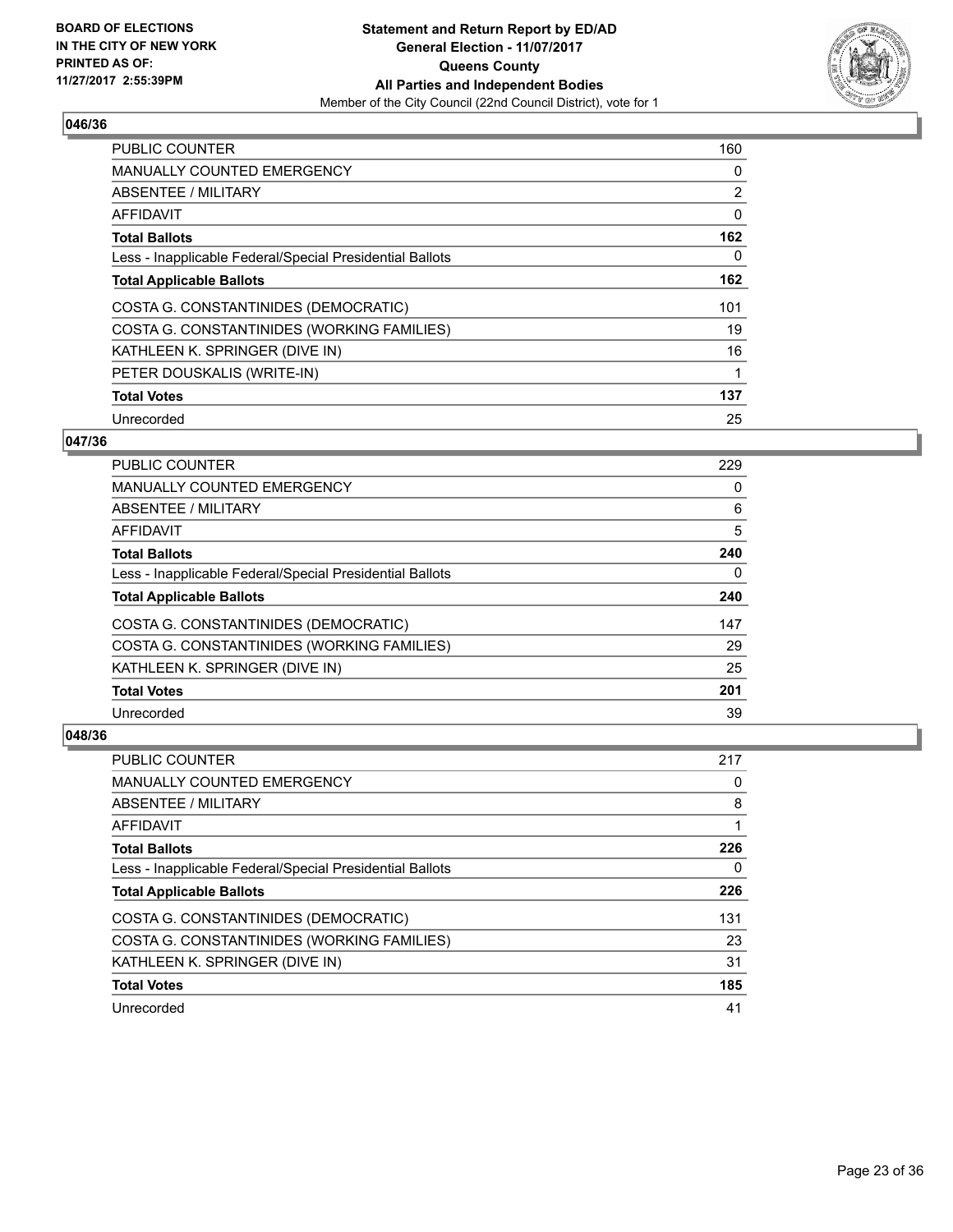BOARD OF ELECTIONS
IN THE CITY OF NEW YORK
PRINTED AS OF:
11/27/2017 2:55:39PM

**Statement and Return Report by ED/AD**
**General Election - 11/07/2017**
**Queens County**
**All Parties and Independent Bodies**
Member of the City Council (22nd Council District), vote for 1

### 046/36

| | |
|---|---|
| PUBLIC COUNTER | 160 |
| MANUALLY COUNTED EMERGENCY | 0 |
| ABSENTEE / MILITARY | 2 |
| AFFIDAVIT | 0 |
| **Total Ballots** | **162** |
| Less - Inapplicable Federal/Special Presidential Ballots | 0 |
| **Total Applicable Ballots** | **162** |
| COSTA G. CONSTANTINIDES (DEMOCRATIC) | 101 |
| COSTA G. CONSTANTINIDES (WORKING FAMILIES) | 19 |
| KATHLEEN K. SPRINGER (DIVE IN) | 16 |
| PETER DOUSKALIS (WRITE-IN) | 1 |
| **Total Votes** | **137** |
| Unrecorded | 25 |

### 047/36

| | |
|---|---|
| PUBLIC COUNTER | 229 |
| MANUALLY COUNTED EMERGENCY | 0 |
| ABSENTEE / MILITARY | 6 |
| AFFIDAVIT | 5 |
| **Total Ballots** | **240** |
| Less - Inapplicable Federal/Special Presidential Ballots | 0 |
| **Total Applicable Ballots** | **240** |
| COSTA G. CONSTANTINIDES (DEMOCRATIC) | 147 |
| COSTA G. CONSTANTINIDES (WORKING FAMILIES) | 29 |
| KATHLEEN K. SPRINGER (DIVE IN) | 25 |
| **Total Votes** | **201** |
| Unrecorded | 39 |

### 048/36

| | |
|---|---|
| PUBLIC COUNTER | 217 |
| MANUALLY COUNTED EMERGENCY | 0 |
| ABSENTEE / MILITARY | 8 |
| AFFIDAVIT | 1 |
| **Total Ballots** | **226** |
| Less - Inapplicable Federal/Special Presidential Ballots | 0 |
| **Total Applicable Ballots** | **226** |
| COSTA G. CONSTANTINIDES (DEMOCRATIC) | 131 |
| COSTA G. CONSTANTINIDES (WORKING FAMILIES) | 23 |
| KATHLEEN K. SPRINGER (DIVE IN) | 31 |
| **Total Votes** | **185** |
| Unrecorded | 41 |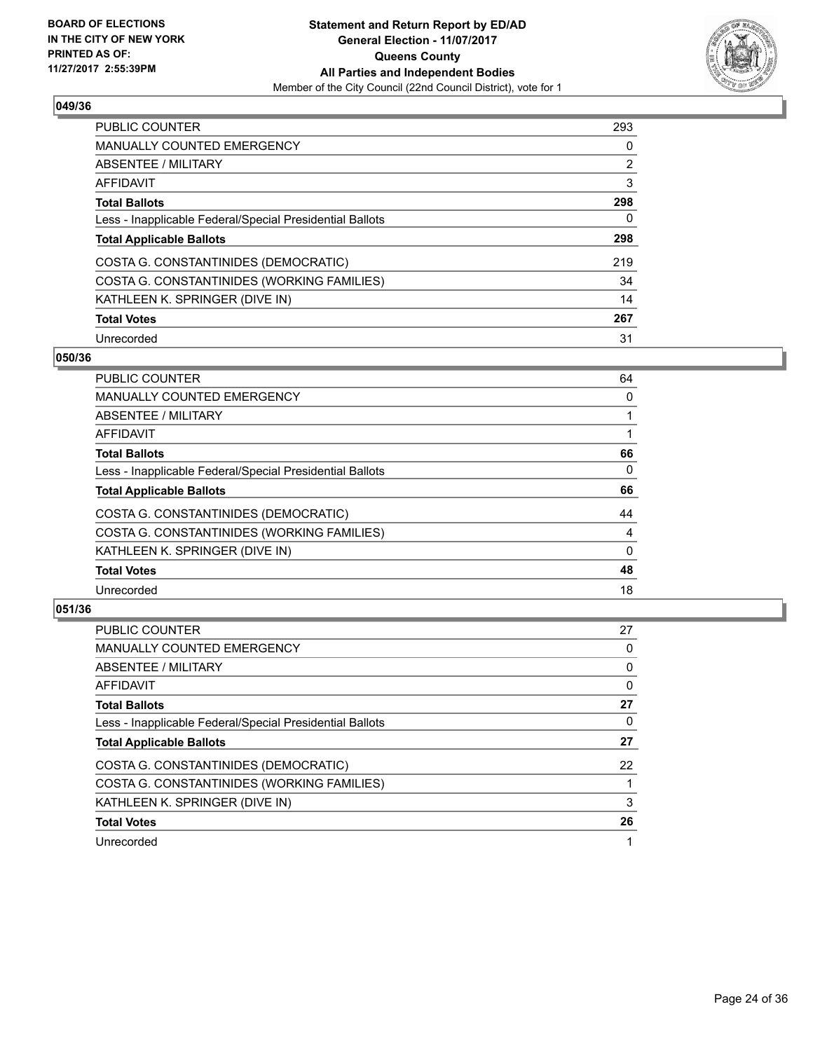**BOARD OF ELECTIONS IN THE CITY OF NEW YORK PRINTED AS OF: 11/27/2017 2:55:39PM**

**Statement and Return Report by ED/AD General Election - 11/07/2017 Queens County All Parties and Independent Bodies**

Member of the City Council (22nd Council District), vote for 1

### 049/36

| | |
|---|---|
| PUBLIC COUNTER | 293 |
| MANUALLY COUNTED EMERGENCY | 0 |
| ABSENTEE / MILITARY | 2 |
| AFFIDAVIT | 3 |
| **Total Ballots** | **298** |
| Less - Inapplicable Federal/Special Presidential Ballots | 0 |
| **Total Applicable Ballots** | **298** |
| COSTA G. CONSTANTINIDES (DEMOCRATIC) | 219 |
| COSTA G. CONSTANTINIDES (WORKING FAMILIES) | 34 |
| KATHLEEN K. SPRINGER (DIVE IN) | 14 |
| **Total Votes** | **267** |
| Unrecorded | 31 |

### 050/36

| | |
|---|---|
| PUBLIC COUNTER | 64 |
| MANUALLY COUNTED EMERGENCY | 0 |
| ABSENTEE / MILITARY | 1 |
| AFFIDAVIT | 1 |
| **Total Ballots** | **66** |
| Less - Inapplicable Federal/Special Presidential Ballots | 0 |
| **Total Applicable Ballots** | **66** |
| COSTA G. CONSTANTINIDES (DEMOCRATIC) | 44 |
| COSTA G. CONSTANTINIDES (WORKING FAMILIES) | 4 |
| KATHLEEN K. SPRINGER (DIVE IN) | 0 |
| **Total Votes** | **48** |
| Unrecorded | 18 |

### 051/36

| | |
|---|---|
| PUBLIC COUNTER | 27 |
| MANUALLY COUNTED EMERGENCY | 0 |
| ABSENTEE / MILITARY | 0 |
| AFFIDAVIT | 0 |
| **Total Ballots** | **27** |
| Less - Inapplicable Federal/Special Presidential Ballots | 0 |
| **Total Applicable Ballots** | **27** |
| COSTA G. CONSTANTINIDES (DEMOCRATIC) | 22 |
| COSTA G. CONSTANTINIDES (WORKING FAMILIES) | 1 |
| KATHLEEN K. SPRINGER (DIVE IN) | 3 |
| **Total Votes** | **26** |
| Unrecorded | 1 |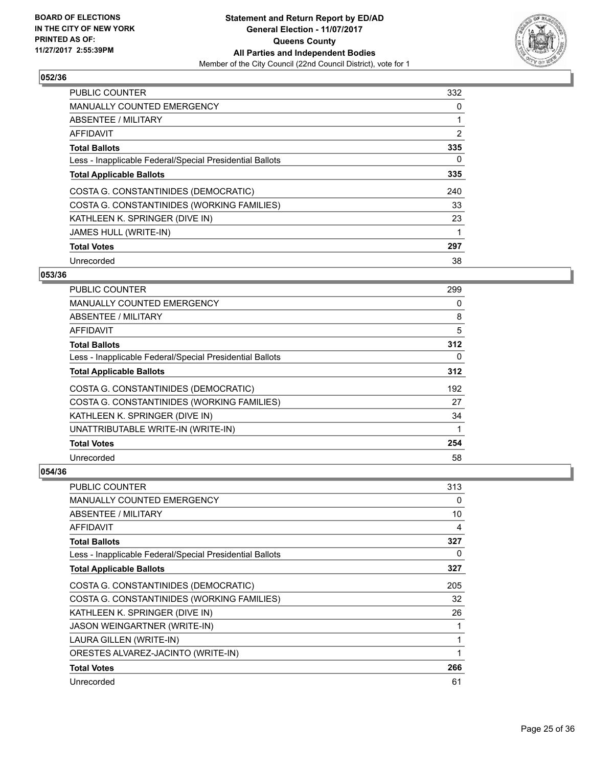**BOARD OF ELECTIONS IN THE CITY OF NEW YORK PRINTED AS OF: 11/27/2017 2:55:39PM**

**Statement and Return Report by ED/AD General Election - 11/07/2017 Queens County All Parties and Independent Bodies**
Member of the City Council (22nd Council District), vote for 1

## 052/36

| | |
|---|---|
| PUBLIC COUNTER | 332 |
| MANUALLY COUNTED EMERGENCY | 0 |
| ABSENTEE / MILITARY | 1 |
| AFFIDAVIT | 2 |
| **Total Ballots** | **335** |
| Less - Inapplicable Federal/Special Presidential Ballots | 0 |
| **Total Applicable Ballots** | **335** |
| COSTA G. CONSTANTINIDES (DEMOCRATIC) | 240 |
| COSTA G. CONSTANTINIDES (WORKING FAMILIES) | 33 |
| KATHLEEN K. SPRINGER (DIVE IN) | 23 |
| JAMES HULL (WRITE-IN) | 1 |
| **Total Votes** | **297** |
| Unrecorded | 38 |

## 053/36

| | |
|---|---|
| PUBLIC COUNTER | 299 |
| MANUALLY COUNTED EMERGENCY | 0 |
| ABSENTEE / MILITARY | 8 |
| AFFIDAVIT | 5 |
| **Total Ballots** | **312** |
| Less - Inapplicable Federal/Special Presidential Ballots | 0 |
| **Total Applicable Ballots** | **312** |
| COSTA G. CONSTANTINIDES (DEMOCRATIC) | 192 |
| COSTA G. CONSTANTINIDES (WORKING FAMILIES) | 27 |
| KATHLEEN K. SPRINGER (DIVE IN) | 34 |
| UNATTRIBUTABLE WRITE-IN (WRITE-IN) | 1 |
| **Total Votes** | **254** |
| Unrecorded | 58 |

## 054/36

| | |
|---|---|
| PUBLIC COUNTER | 313 |
| MANUALLY COUNTED EMERGENCY | 0 |
| ABSENTEE / MILITARY | 10 |
| AFFIDAVIT | 4 |
| **Total Ballots** | **327** |
| Less - Inapplicable Federal/Special Presidential Ballots | 0 |
| **Total Applicable Ballots** | **327** |
| COSTA G. CONSTANTINIDES (DEMOCRATIC) | 205 |
| COSTA G. CONSTANTINIDES (WORKING FAMILIES) | 32 |
| KATHLEEN K. SPRINGER (DIVE IN) | 26 |
| JASON WEINGARTNER (WRITE-IN) | 1 |
| LAURA GILLEN (WRITE-IN) | 1 |
| ORESTES ALVAREZ-JACINTO (WRITE-IN) | 1 |
| **Total Votes** | **266** |
| Unrecorded | 61 |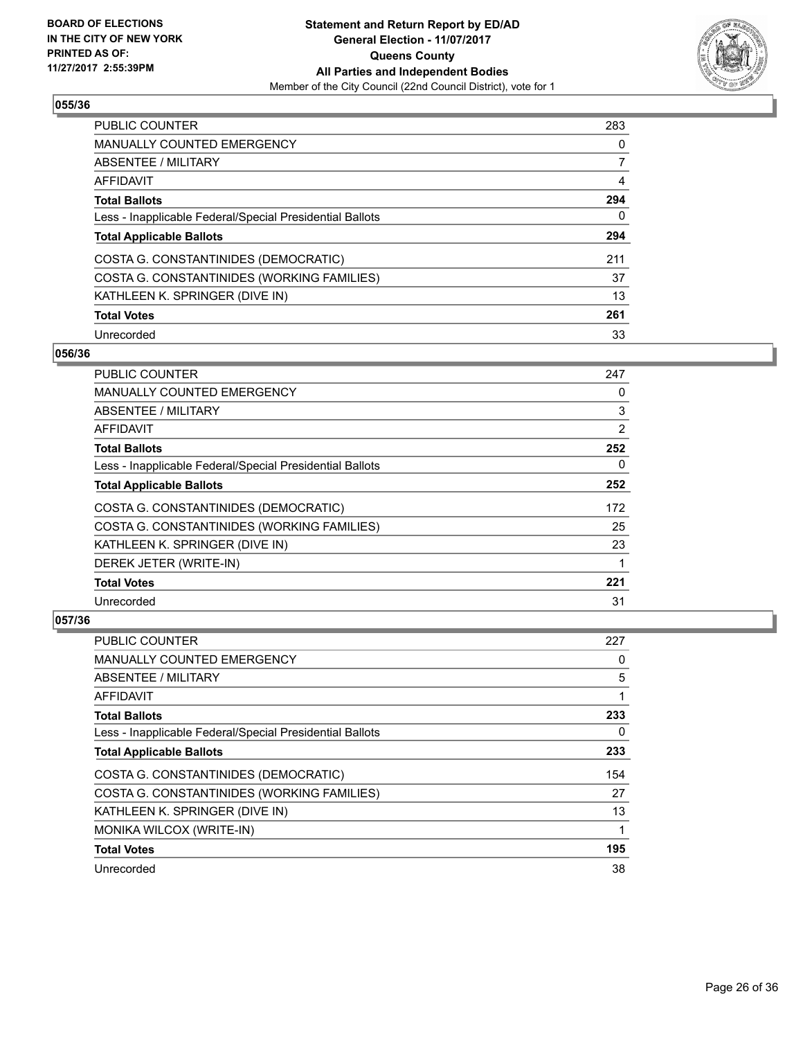BOARD OF ELECTIONS
IN THE CITY OF NEW YORK
PRINTED AS OF:
11/27/2017 2:55:39PM

**Statement and Return Report by ED/AD**
**General Election - 11/07/2017**
**Queens County**
**All Parties and Independent Bodies**
Member of the City Council (22nd Council District), vote for 1

### 055/36

| | |
|---|---|
| PUBLIC COUNTER | 283 |
| MANUALLY COUNTED EMERGENCY | 0 |
| ABSENTEE / MILITARY | 7 |
| AFFIDAVIT | 4 |
| **Total Ballots** | **294** |
| Less - Inapplicable Federal/Special Presidential Ballots | 0 |
| **Total Applicable Ballots** | **294** |
| COSTA G. CONSTANTINIDES (DEMOCRATIC) | 211 |
| COSTA G. CONSTANTINIDES (WORKING FAMILIES) | 37 |
| KATHLEEN K. SPRINGER (DIVE IN) | 13 |
| **Total Votes** | **261** |
| Unrecorded | 33 |

### 056/36

| | |
|---|---|
| PUBLIC COUNTER | 247 |
| MANUALLY COUNTED EMERGENCY | 0 |
| ABSENTEE / MILITARY | 3 |
| AFFIDAVIT | 2 |
| **Total Ballots** | **252** |
| Less - Inapplicable Federal/Special Presidential Ballots | 0 |
| **Total Applicable Ballots** | **252** |
| COSTA G. CONSTANTINIDES (DEMOCRATIC) | 172 |
| COSTA G. CONSTANTINIDES (WORKING FAMILIES) | 25 |
| KATHLEEN K. SPRINGER (DIVE IN) | 23 |
| DEREK JETER (WRITE-IN) | 1 |
| **Total Votes** | **221** |
| Unrecorded | 31 |

### 057/36

| | |
|---|---|
| PUBLIC COUNTER | 227 |
| MANUALLY COUNTED EMERGENCY | 0 |
| ABSENTEE / MILITARY | 5 |
| AFFIDAVIT | 1 |
| **Total Ballots** | **233** |
| Less - Inapplicable Federal/Special Presidential Ballots | 0 |
| **Total Applicable Ballots** | **233** |
| COSTA G. CONSTANTINIDES (DEMOCRATIC) | 154 |
| COSTA G. CONSTANTINIDES (WORKING FAMILIES) | 27 |
| KATHLEEN K. SPRINGER (DIVE IN) | 13 |
| MONIKA WILCOX (WRITE-IN) | 1 |
| **Total Votes** | **195** |
| Unrecorded | 38 |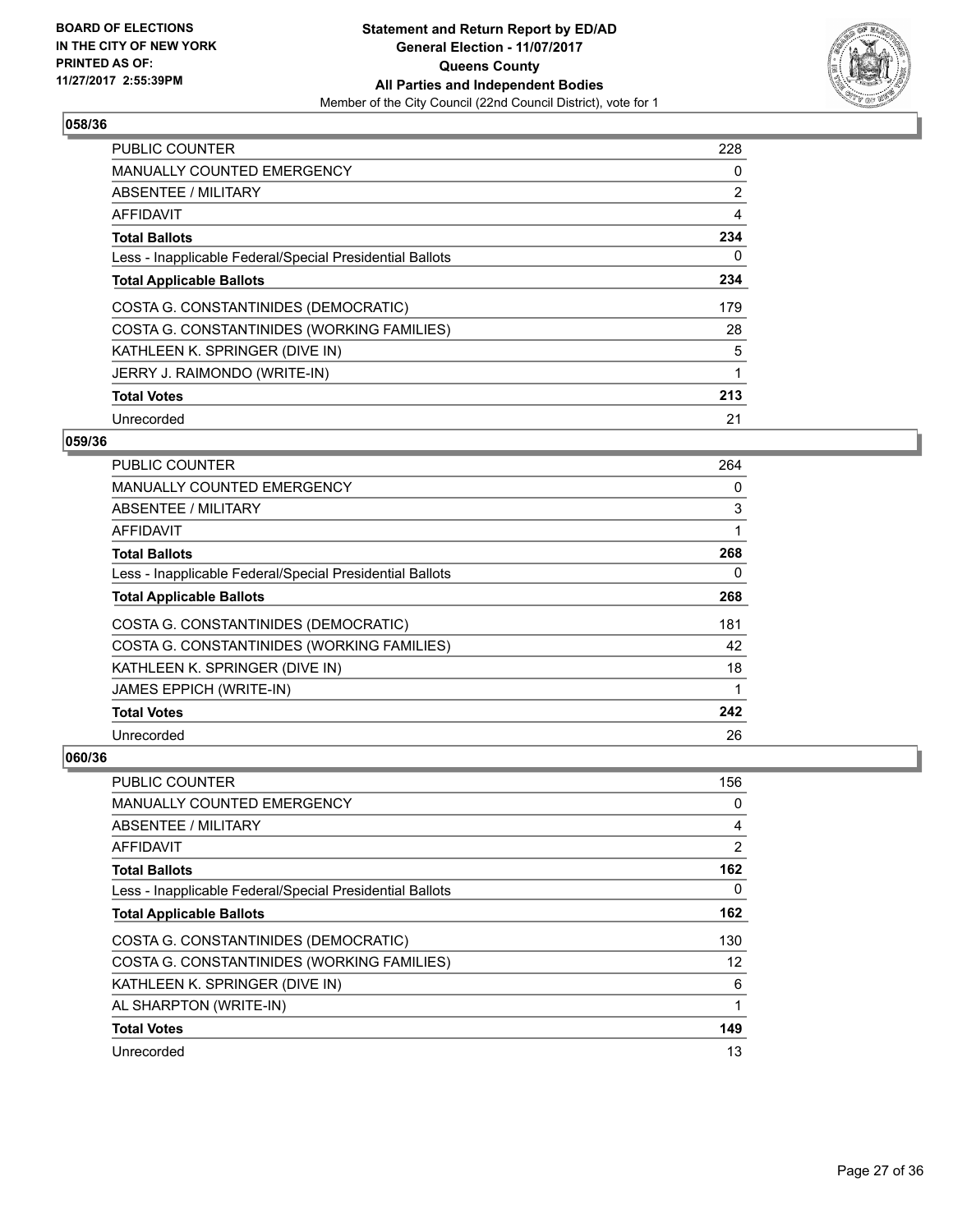**BOARD OF ELECTIONS IN THE CITY OF NEW YORK PRINTED AS OF: 11/27/2017 2:55:39PM**

**Statement and Return Report by ED/AD**
**General Election - 11/07/2017**
**Queens County**
**All Parties and Independent Bodies**
Member of the City Council (22nd Council District), vote for 1

### 058/36

| | |
|---|---|
| PUBLIC COUNTER | 228 |
| MANUALLY COUNTED EMERGENCY | 0 |
| ABSENTEE / MILITARY | 2 |
| AFFIDAVIT | 4 |
| **Total Ballots** | **234** |
| Less - Inapplicable Federal/Special Presidential Ballots | 0 |
| **Total Applicable Ballots** | **234** |
| COSTA G. CONSTANTINIDES (DEMOCRATIC) | 179 |
| COSTA G. CONSTANTINIDES (WORKING FAMILIES) | 28 |
| KATHLEEN K. SPRINGER (DIVE IN) | 5 |
| JERRY J. RAIMONDO (WRITE-IN) | 1 |
| **Total Votes** | **213** |
| Unrecorded | 21 |

### 059/36

| | |
|---|---|
| PUBLIC COUNTER | 264 |
| MANUALLY COUNTED EMERGENCY | 0 |
| ABSENTEE / MILITARY | 3 |
| AFFIDAVIT | 1 |
| **Total Ballots** | **268** |
| Less - Inapplicable Federal/Special Presidential Ballots | 0 |
| **Total Applicable Ballots** | **268** |
| COSTA G. CONSTANTINIDES (DEMOCRATIC) | 181 |
| COSTA G. CONSTANTINIDES (WORKING FAMILIES) | 42 |
| KATHLEEN K. SPRINGER (DIVE IN) | 18 |
| JAMES EPPICH (WRITE-IN) | 1 |
| **Total Votes** | **242** |
| Unrecorded | 26 |

### 060/36

| | |
|---|---|
| PUBLIC COUNTER | 156 |
| MANUALLY COUNTED EMERGENCY | 0 |
| ABSENTEE / MILITARY | 4 |
| AFFIDAVIT | 2 |
| **Total Ballots** | **162** |
| Less - Inapplicable Federal/Special Presidential Ballots | 0 |
| **Total Applicable Ballots** | **162** |
| COSTA G. CONSTANTINIDES (DEMOCRATIC) | 130 |
| COSTA G. CONSTANTINIDES (WORKING FAMILIES) | 12 |
| KATHLEEN K. SPRINGER (DIVE IN) | 6 |
| AL SHARPTON (WRITE-IN) | 1 |
| **Total Votes** | **149** |
| Unrecorded | 13 |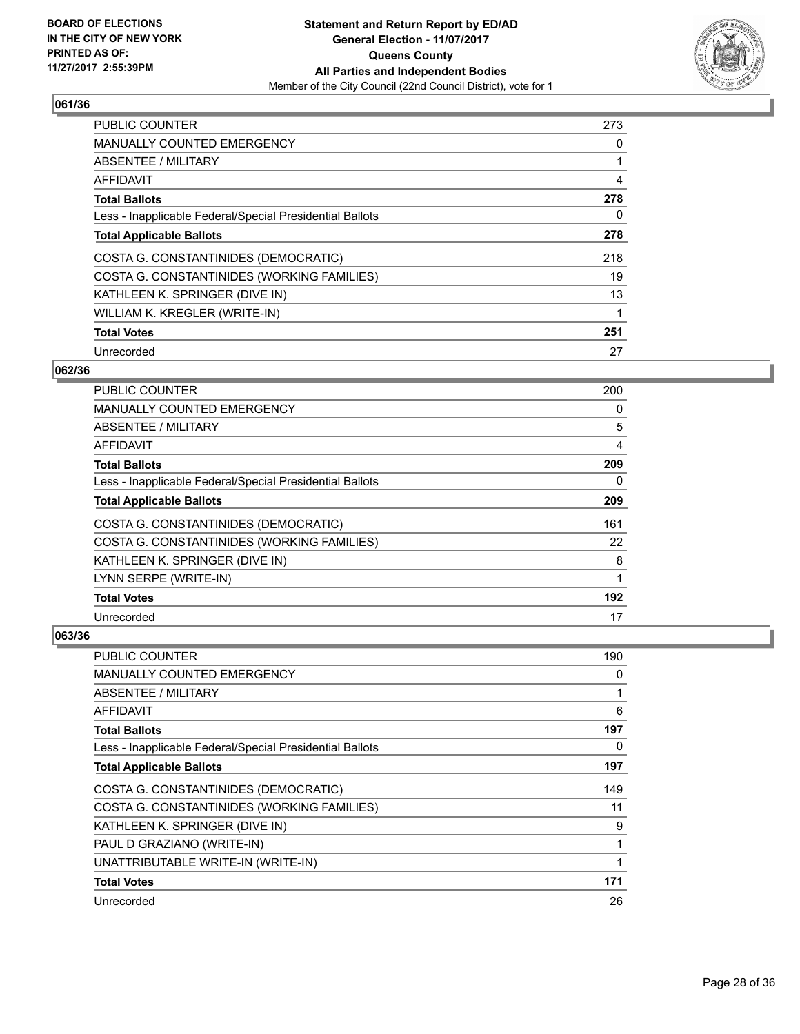**BOARD OF ELECTIONS IN THE CITY OF NEW YORK PRINTED AS OF: 11/27/2017 2:55:39PM**

**Statement and Return Report by ED/AD**
**General Election - 11/07/2017**
**Queens County**
**All Parties and Independent Bodies**
Member of the City Council (22nd Council District), vote for 1

### 061/36

| | |
|---|---|
| PUBLIC COUNTER | 273 |
| MANUALLY COUNTED EMERGENCY | 0 |
| ABSENTEE / MILITARY | 1 |
| AFFIDAVIT | 4 |
| **Total Ballots** | **278** |
| Less - Inapplicable Federal/Special Presidential Ballots | 0 |
| **Total Applicable Ballots** | **278** |
| COSTA G. CONSTANTINIDES (DEMOCRATIC) | 218 |
| COSTA G. CONSTANTINIDES (WORKING FAMILIES) | 19 |
| KATHLEEN K. SPRINGER (DIVE IN) | 13 |
| WILLIAM K. KREGLER (WRITE-IN) | 1 |
| **Total Votes** | **251** |
| Unrecorded | 27 |

### 062/36

| | |
|---|---|
| PUBLIC COUNTER | 200 |
| MANUALLY COUNTED EMERGENCY | 0 |
| ABSENTEE / MILITARY | 5 |
| AFFIDAVIT | 4 |
| **Total Ballots** | **209** |
| Less - Inapplicable Federal/Special Presidential Ballots | 0 |
| **Total Applicable Ballots** | **209** |
| COSTA G. CONSTANTINIDES (DEMOCRATIC) | 161 |
| COSTA G. CONSTANTINIDES (WORKING FAMILIES) | 22 |
| KATHLEEN K. SPRINGER (DIVE IN) | 8 |
| LYNN SERPE (WRITE-IN) | 1 |
| **Total Votes** | **192** |
| Unrecorded | 17 |

### 063/36

| | |
|---|---|
| PUBLIC COUNTER | 190 |
| MANUALLY COUNTED EMERGENCY | 0 |
| ABSENTEE / MILITARY | 1 |
| AFFIDAVIT | 6 |
| **Total Ballots** | **197** |
| Less - Inapplicable Federal/Special Presidential Ballots | 0 |
| **Total Applicable Ballots** | **197** |
| COSTA G. CONSTANTINIDES (DEMOCRATIC) | 149 |
| COSTA G. CONSTANTINIDES (WORKING FAMILIES) | 11 |
| KATHLEEN K. SPRINGER (DIVE IN) | 9 |
| PAUL D GRAZIANO (WRITE-IN) | 1 |
| UNATTRIBUTABLE WRITE-IN (WRITE-IN) | 1 |
| **Total Votes** | **171** |
| Unrecorded | 26 |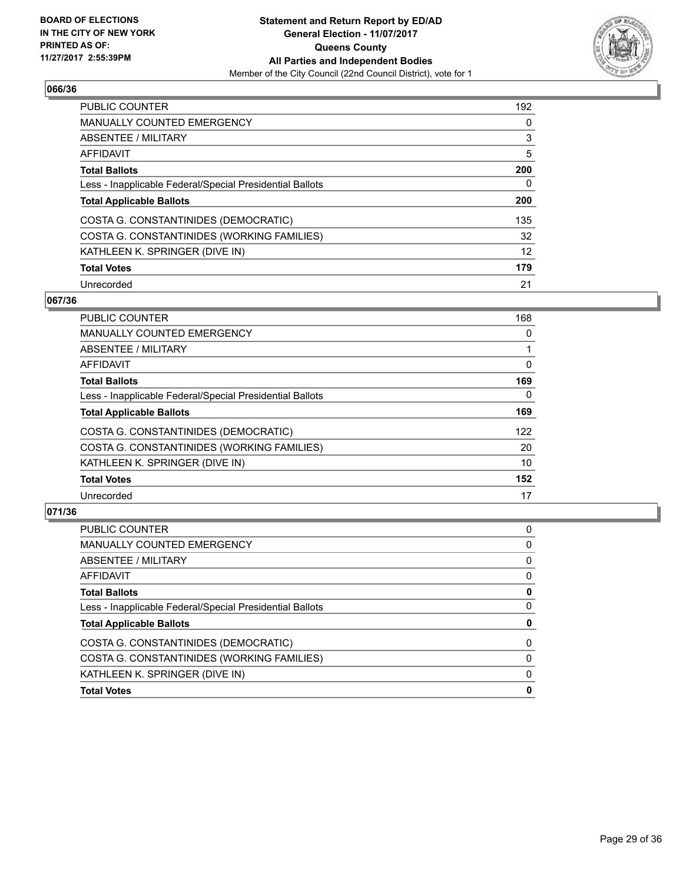**BOARD OF ELECTIONS IN THE CITY OF NEW YORK PRINTED AS OF: 11/27/2017 2:55:39PM**

# Statement and Return Report by ED/AD
## General Election - 11/07/2017
## Queens County
## All Parties and Independent Bodies
Member of the City Council (22nd Council District), vote for 1

### 066/36

| | |
|---|---|
| PUBLIC COUNTER | 192 |
| MANUALLY COUNTED EMERGENCY | 0 |
| ABSENTEE / MILITARY | 3 |
| AFFIDAVIT | 5 |
| **Total Ballots** | **200** |
| Less - Inapplicable Federal/Special Presidential Ballots | 0 |
| **Total Applicable Ballots** | **200** |
| COSTA G. CONSTANTINIDES (DEMOCRATIC) | 135 |
| COSTA G. CONSTANTINIDES (WORKING FAMILIES) | 32 |
| KATHLEEN K. SPRINGER (DIVE IN) | 12 |
| **Total Votes** | **179** |
| Unrecorded | 21 |

### 067/36

| | |
|---|---|
| PUBLIC COUNTER | 168 |
| MANUALLY COUNTED EMERGENCY | 0 |
| ABSENTEE / MILITARY | 1 |
| AFFIDAVIT | 0 |
| **Total Ballots** | **169** |
| Less - Inapplicable Federal/Special Presidential Ballots | 0 |
| **Total Applicable Ballots** | **169** |
| COSTA G. CONSTANTINIDES (DEMOCRATIC) | 122 |
| COSTA G. CONSTANTINIDES (WORKING FAMILIES) | 20 |
| KATHLEEN K. SPRINGER (DIVE IN) | 10 |
| **Total Votes** | **152** |
| Unrecorded | 17 |

### 071/36

| | |
|---|---|
| PUBLIC COUNTER | 0 |
| MANUALLY COUNTED EMERGENCY | 0 |
| ABSENTEE / MILITARY | 0 |
| AFFIDAVIT | 0 |
| **Total Ballots** | **0** |
| Less - Inapplicable Federal/Special Presidential Ballots | 0 |
| **Total Applicable Ballots** | **0** |
| COSTA G. CONSTANTINIDES (DEMOCRATIC) | 0 |
| COSTA G. CONSTANTINIDES (WORKING FAMILIES) | 0 |
| KATHLEEN K. SPRINGER (DIVE IN) | 0 |
| **Total Votes** | **0** |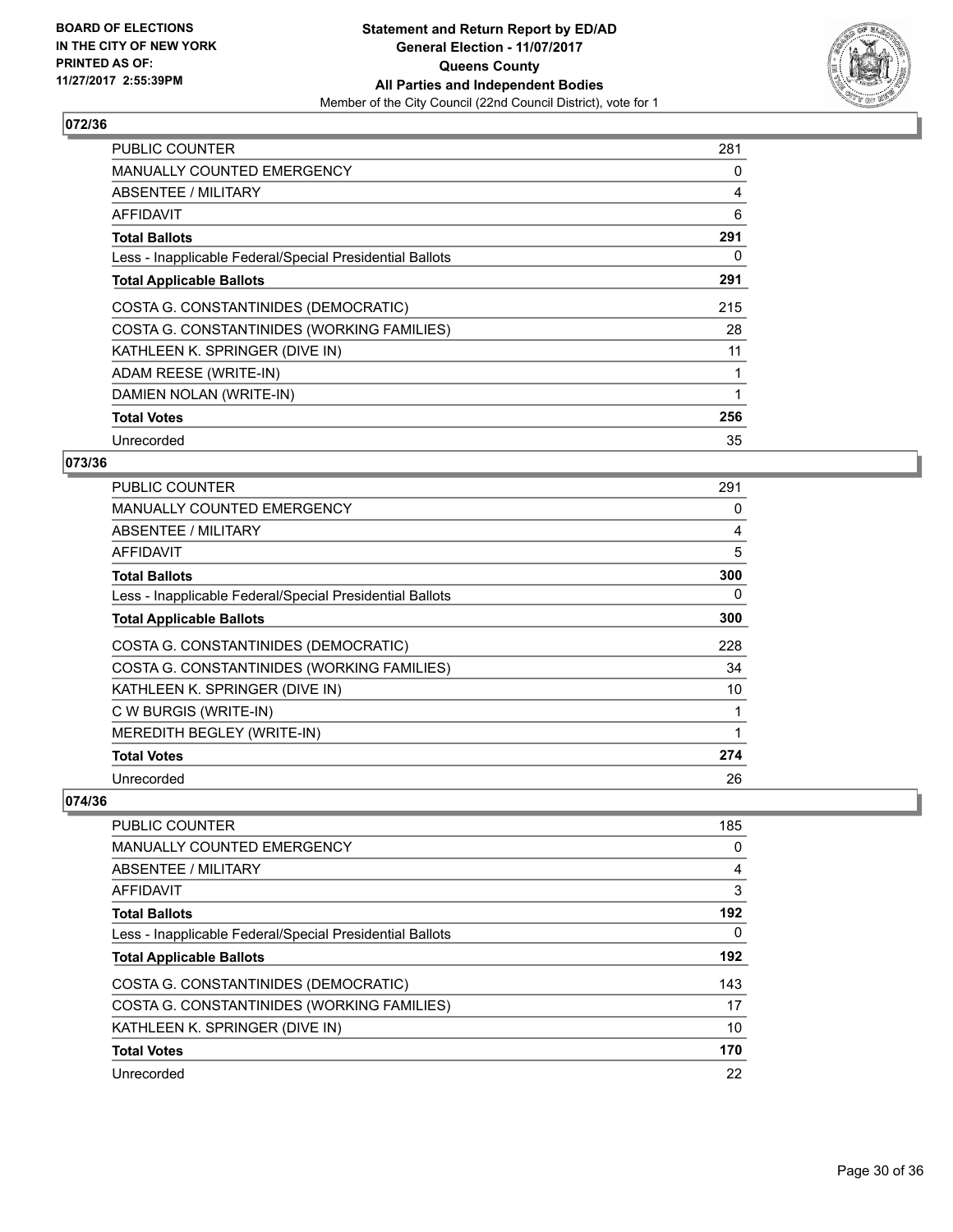BOARD OF ELECTIONS
IN THE CITY OF NEW YORK
PRINTED AS OF:
11/27/2017 2:55:39PM

**Statement and Return Report by ED/AD**
**General Election - 11/07/2017**
**Queens County**
**All Parties and Independent Bodies**
Member of the City Council (22nd Council District), vote for 1

### 072/36

| | |
|---|---|
| PUBLIC COUNTER | 281 |
| MANUALLY COUNTED EMERGENCY | 0 |
| ABSENTEE / MILITARY | 4 |
| AFFIDAVIT | 6 |
| **Total Ballots** | **291** |
| Less - Inapplicable Federal/Special Presidential Ballots | 0 |
| **Total Applicable Ballots** | **291** |
| COSTA G. CONSTANTINIDES (DEMOCRATIC) | 215 |
| COSTA G. CONSTANTINIDES (WORKING FAMILIES) | 28 |
| KATHLEEN K. SPRINGER (DIVE IN) | 11 |
| ADAM REESE (WRITE-IN) | 1 |
| DAMIEN NOLAN (WRITE-IN) | 1 |
| **Total Votes** | **256** |
| Unrecorded | 35 |

### 073/36

| | |
|---|---|
| PUBLIC COUNTER | 291 |
| MANUALLY COUNTED EMERGENCY | 0 |
| ABSENTEE / MILITARY | 4 |
| AFFIDAVIT | 5 |
| **Total Ballots** | **300** |
| Less - Inapplicable Federal/Special Presidential Ballots | 0 |
| **Total Applicable Ballots** | **300** |
| COSTA G. CONSTANTINIDES (DEMOCRATIC) | 228 |
| COSTA G. CONSTANTINIDES (WORKING FAMILIES) | 34 |
| KATHLEEN K. SPRINGER (DIVE IN) | 10 |
| C W BURGIS (WRITE-IN) | 1 |
| MEREDITH BEGLEY (WRITE-IN) | 1 |
| **Total Votes** | **274** |
| Unrecorded | 26 |

### 074/36

| | |
|---|---|
| PUBLIC COUNTER | 185 |
| MANUALLY COUNTED EMERGENCY | 0 |
| ABSENTEE / MILITARY | 4 |
| AFFIDAVIT | 3 |
| **Total Ballots** | **192** |
| Less - Inapplicable Federal/Special Presidential Ballots | 0 |
| **Total Applicable Ballots** | **192** |
| COSTA G. CONSTANTINIDES (DEMOCRATIC) | 143 |
| COSTA G. CONSTANTINIDES (WORKING FAMILIES) | 17 |
| KATHLEEN K. SPRINGER (DIVE IN) | 10 |
| **Total Votes** | **170** |
| Unrecorded | 22 |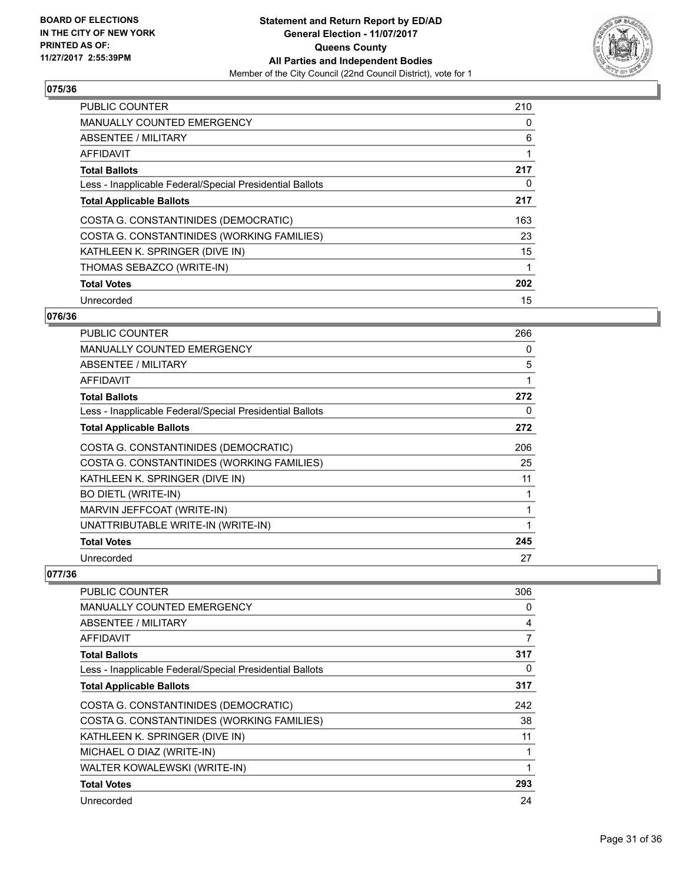**BOARD OF ELECTIONS IN THE CITY OF NEW YORK PRINTED AS OF: 11/27/2017 2:55:39PM**

**Statement and Return Report by ED/AD General Election - 11/07/2017 Queens County All Parties and Independent Bodies**

Member of the City Council (22nd Council District), vote for 1

## 075/36

| | |
|---|---|
| PUBLIC COUNTER | 210 |
| MANUALLY COUNTED EMERGENCY | 0 |
| ABSENTEE / MILITARY | 6 |
| AFFIDAVIT | 1 |
| **Total Ballots** | **217** |
| Less - Inapplicable Federal/Special Presidential Ballots | 0 |
| **Total Applicable Ballots** | **217** |
| COSTA G. CONSTANTINIDES (DEMOCRATIC) | 163 |
| COSTA G. CONSTANTINIDES (WORKING FAMILIES) | 23 |
| KATHLEEN K. SPRINGER (DIVE IN) | 15 |
| THOMAS SEBAZCO (WRITE-IN) | 1 |
| **Total Votes** | **202** |
| Unrecorded | 15 |

## 076/36

| | |
|---|---|
| PUBLIC COUNTER | 266 |
| MANUALLY COUNTED EMERGENCY | 0 |
| ABSENTEE / MILITARY | 5 |
| AFFIDAVIT | 1 |
| **Total Ballots** | **272** |
| Less - Inapplicable Federal/Special Presidential Ballots | 0 |
| **Total Applicable Ballots** | **272** |
| COSTA G. CONSTANTINIDES (DEMOCRATIC) | 206 |
| COSTA G. CONSTANTINIDES (WORKING FAMILIES) | 25 |
| KATHLEEN K. SPRINGER (DIVE IN) | 11 |
| BO DIETL (WRITE-IN) | 1 |
| MARVIN JEFFCOAT (WRITE-IN) | 1 |
| UNATTRIBUTABLE WRITE-IN (WRITE-IN) | 1 |
| **Total Votes** | **245** |
| Unrecorded | 27 |

## 077/36

| | |
|---|---|
| PUBLIC COUNTER | 306 |
| MANUALLY COUNTED EMERGENCY | 0 |
| ABSENTEE / MILITARY | 4 |
| AFFIDAVIT | 7 |
| **Total Ballots** | **317** |
| Less - Inapplicable Federal/Special Presidential Ballots | 0 |
| **Total Applicable Ballots** | **317** |
| COSTA G. CONSTANTINIDES (DEMOCRATIC) | 242 |
| COSTA G. CONSTANTINIDES (WORKING FAMILIES) | 38 |
| KATHLEEN K. SPRINGER (DIVE IN) | 11 |
| MICHAEL O DIAZ (WRITE-IN) | 1 |
| WALTER KOWALEWSKI (WRITE-IN) | 1 |
| **Total Votes** | **293** |
| Unrecorded | 24 |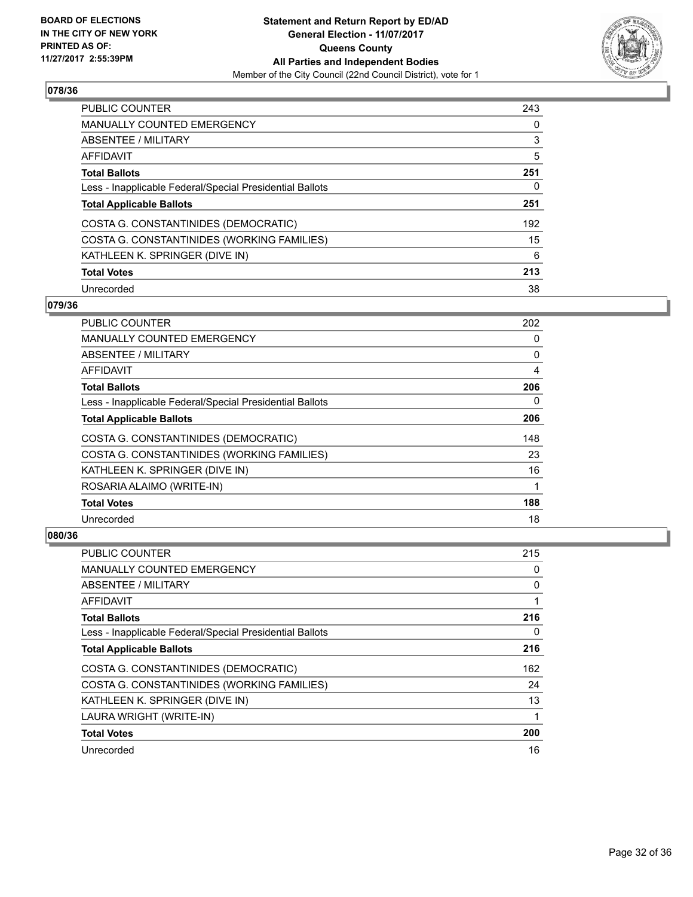**BOARD OF ELECTIONS IN THE CITY OF NEW YORK PRINTED AS OF: 11/27/2017 2:55:39PM**

**Statement and Return Report by ED/AD**
**General Election - 11/07/2017**
**Queens County**
**All Parties and Independent Bodies**
Member of the City Council (22nd Council District), vote for 1

## 078/36

| | |
|---|---|
| PUBLIC COUNTER | 243 |
| MANUALLY COUNTED EMERGENCY | 0 |
| ABSENTEE / MILITARY | 3 |
| AFFIDAVIT | 5 |
| **Total Ballots** | **251** |
| Less - Inapplicable Federal/Special Presidential Ballots | 0 |
| **Total Applicable Ballots** | **251** |
| COSTA G. CONSTANTINIDES (DEMOCRATIC) | 192 |
| COSTA G. CONSTANTINIDES (WORKING FAMILIES) | 15 |
| KATHLEEN K. SPRINGER (DIVE IN) | 6 |
| **Total Votes** | **213** |
| Unrecorded | 38 |

## 079/36

| | |
|---|---|
| PUBLIC COUNTER | 202 |
| MANUALLY COUNTED EMERGENCY | 0 |
| ABSENTEE / MILITARY | 0 |
| AFFIDAVIT | 4 |
| **Total Ballots** | **206** |
| Less - Inapplicable Federal/Special Presidential Ballots | 0 |
| **Total Applicable Ballots** | **206** |
| COSTA G. CONSTANTINIDES (DEMOCRATIC) | 148 |
| COSTA G. CONSTANTINIDES (WORKING FAMILIES) | 23 |
| KATHLEEN K. SPRINGER (DIVE IN) | 16 |
| ROSARIA ALAIMO (WRITE-IN) | 1 |
| **Total Votes** | **188** |
| Unrecorded | 18 |

## 080/36

| | |
|---|---|
| PUBLIC COUNTER | 215 |
| MANUALLY COUNTED EMERGENCY | 0 |
| ABSENTEE / MILITARY | 0 |
| AFFIDAVIT | 1 |
| **Total Ballots** | **216** |
| Less - Inapplicable Federal/Special Presidential Ballots | 0 |
| **Total Applicable Ballots** | **216** |
| COSTA G. CONSTANTINIDES (DEMOCRATIC) | 162 |
| COSTA G. CONSTANTINIDES (WORKING FAMILIES) | 24 |
| KATHLEEN K. SPRINGER (DIVE IN) | 13 |
| LAURA WRIGHT (WRITE-IN) | 1 |
| **Total Votes** | **200** |
| Unrecorded | 16 |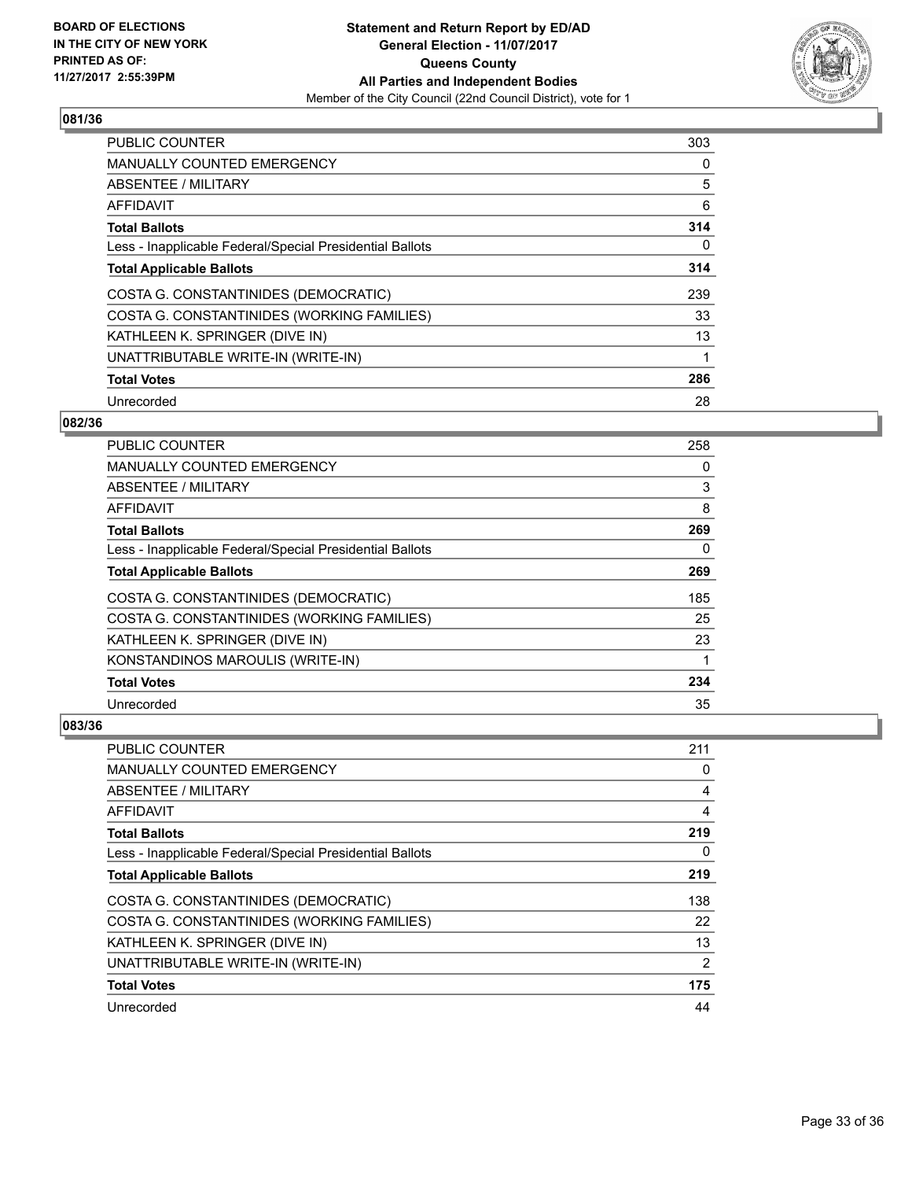**BOARD OF ELECTIONS IN THE CITY OF NEW YORK PRINTED AS OF: 11/27/2017 2:55:39PM**

# Statement and Return Report by ED/AD
## General Election - 11/07/2017
## Queens County
## All Parties and Independent Bodies
Member of the City Council (22nd Council District), vote for 1

### 081/36

| | |
|---|---|
| PUBLIC COUNTER | 303 |
| MANUALLY COUNTED EMERGENCY | 0 |
| ABSENTEE / MILITARY | 5 |
| AFFIDAVIT | 6 |
| **Total Ballots** | **314** |
| Less - Inapplicable Federal/Special Presidential Ballots | 0 |
| **Total Applicable Ballots** | **314** |
| COSTA G. CONSTANTINIDES (DEMOCRATIC) | 239 |
| COSTA G. CONSTANTINIDES (WORKING FAMILIES) | 33 |
| KATHLEEN K. SPRINGER (DIVE IN) | 13 |
| UNATTRIBUTABLE WRITE-IN (WRITE-IN) | 1 |
| **Total Votes** | **286** |
| Unrecorded | 28 |

### 082/36

| | |
|---|---|
| PUBLIC COUNTER | 258 |
| MANUALLY COUNTED EMERGENCY | 0 |
| ABSENTEE / MILITARY | 3 |
| AFFIDAVIT | 8 |
| **Total Ballots** | **269** |
| Less - Inapplicable Federal/Special Presidential Ballots | 0 |
| **Total Applicable Ballots** | **269** |
| COSTA G. CONSTANTINIDES (DEMOCRATIC) | 185 |
| COSTA G. CONSTANTINIDES (WORKING FAMILIES) | 25 |
| KATHLEEN K. SPRINGER (DIVE IN) | 23 |
| KONSTANDINOS MAROULIS (WRITE-IN) | 1 |
| **Total Votes** | **234** |
| Unrecorded | 35 |

### 083/36

| | |
|---|---|
| PUBLIC COUNTER | 211 |
| MANUALLY COUNTED EMERGENCY | 0 |
| ABSENTEE / MILITARY | 4 |
| AFFIDAVIT | 4 |
| **Total Ballots** | **219** |
| Less - Inapplicable Federal/Special Presidential Ballots | 0 |
| **Total Applicable Ballots** | **219** |
| COSTA G. CONSTANTINIDES (DEMOCRATIC) | 138 |
| COSTA G. CONSTANTINIDES (WORKING FAMILIES) | 22 |
| KATHLEEN K. SPRINGER (DIVE IN) | 13 |
| UNATTRIBUTABLE WRITE-IN (WRITE-IN) | 2 |
| **Total Votes** | **175** |
| Unrecorded | 44 |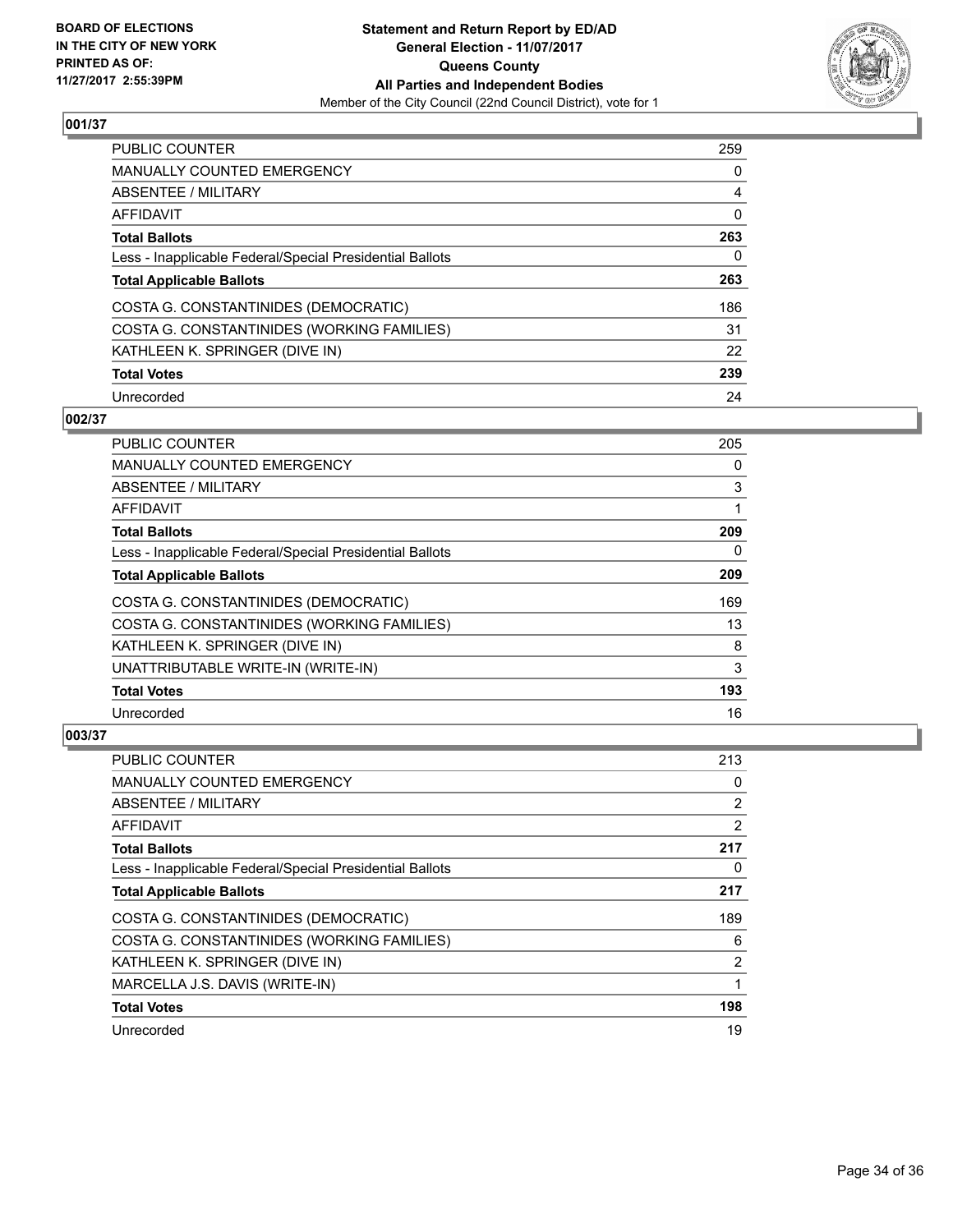BOARD OF ELECTIONS
IN THE CITY OF NEW YORK
PRINTED AS OF:
11/27/2017 2:55:39PM

**Statement and Return Report by ED/AD**
**General Election - 11/07/2017**
**Queens County**
**All Parties and Independent Bodies**
Member of the City Council (22nd Council District), vote for 1

### 001/37

| | |
|---|---|
| PUBLIC COUNTER | 259 |
| MANUALLY COUNTED EMERGENCY | 0 |
| ABSENTEE / MILITARY | 4 |
| AFFIDAVIT | 0 |
| **Total Ballots** | **263** |
| Less - Inapplicable Federal/Special Presidential Ballots | 0 |
| **Total Applicable Ballots** | **263** |
| COSTA G. CONSTANTINIDES (DEMOCRATIC) | 186 |
| COSTA G. CONSTANTINIDES (WORKING FAMILIES) | 31 |
| KATHLEEN K. SPRINGER (DIVE IN) | 22 |
| **Total Votes** | **239** |
| Unrecorded | 24 |

### 002/37

| | |
|---|---|
| PUBLIC COUNTER | 205 |
| MANUALLY COUNTED EMERGENCY | 0 |
| ABSENTEE / MILITARY | 3 |
| AFFIDAVIT | 1 |
| **Total Ballots** | **209** |
| Less - Inapplicable Federal/Special Presidential Ballots | 0 |
| **Total Applicable Ballots** | **209** |
| COSTA G. CONSTANTINIDES (DEMOCRATIC) | 169 |
| COSTA G. CONSTANTINIDES (WORKING FAMILIES) | 13 |
| KATHLEEN K. SPRINGER (DIVE IN) | 8 |
| UNATTRIBUTABLE WRITE-IN (WRITE-IN) | 3 |
| **Total Votes** | **193** |
| Unrecorded | 16 |

### 003/37

| | |
|---|---|
| PUBLIC COUNTER | 213 |
| MANUALLY COUNTED EMERGENCY | 0 |
| ABSENTEE / MILITARY | 2 |
| AFFIDAVIT | 2 |
| **Total Ballots** | **217** |
| Less - Inapplicable Federal/Special Presidential Ballots | 0 |
| **Total Applicable Ballots** | **217** |
| COSTA G. CONSTANTINIDES (DEMOCRATIC) | 189 |
| COSTA G. CONSTANTINIDES (WORKING FAMILIES) | 6 |
| KATHLEEN K. SPRINGER (DIVE IN) | 2 |
| MARCELLA J.S. DAVIS (WRITE-IN) | 1 |
| **Total Votes** | **198** |
| Unrecorded | 19 |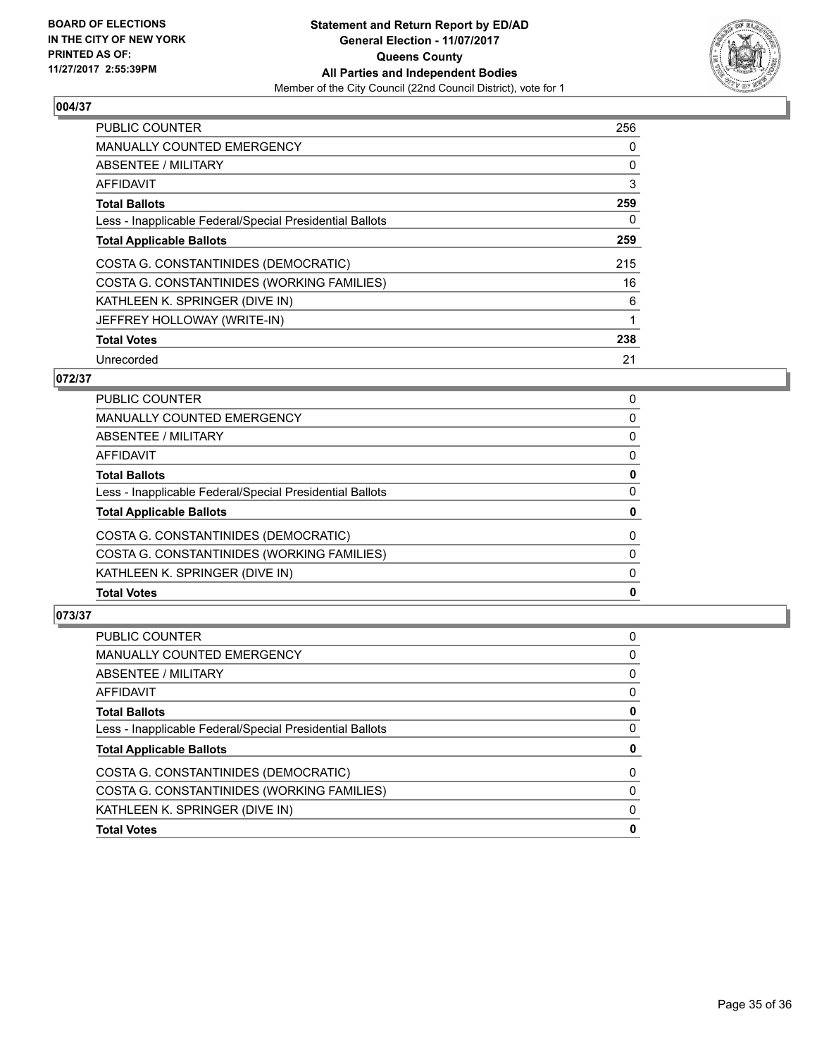**BOARD OF ELECTIONS IN THE CITY OF NEW YORK PRINTED AS OF: 11/27/2017 2:55:39PM**

**Statement and Return Report by ED/AD General Election - 11/07/2017 Queens County All Parties and Independent Bodies**

Member of the City Council (22nd Council District), vote for 1

## 004/37

| | |
|---|---|
| PUBLIC COUNTER | 256 |
| MANUALLY COUNTED EMERGENCY | 0 |
| ABSENTEE / MILITARY | 0 |
| AFFIDAVIT | 3 |
| **Total Ballots** | **259** |
| Less - Inapplicable Federal/Special Presidential Ballots | 0 |
| **Total Applicable Ballots** | **259** |
| COSTA G. CONSTANTINIDES (DEMOCRATIC) | 215 |
| COSTA G. CONSTANTINIDES (WORKING FAMILIES) | 16 |
| KATHLEEN K. SPRINGER (DIVE IN) | 6 |
| JEFFREY HOLLOWAY (WRITE-IN) | 1 |
| **Total Votes** | **238** |
| Unrecorded | 21 |

## 072/37

| | |
|---|---|
| PUBLIC COUNTER | 0 |
| MANUALLY COUNTED EMERGENCY | 0 |
| ABSENTEE / MILITARY | 0 |
| AFFIDAVIT | 0 |
| **Total Ballots** | **0** |
| Less - Inapplicable Federal/Special Presidential Ballots | 0 |
| **Total Applicable Ballots** | **0** |
| COSTA G. CONSTANTINIDES (DEMOCRATIC) | 0 |
| COSTA G. CONSTANTINIDES (WORKING FAMILIES) | 0 |
| KATHLEEN K. SPRINGER (DIVE IN) | 0 |
| **Total Votes** | **0** |

## 073/37

| | |
|---|---|
| PUBLIC COUNTER | 0 |
| MANUALLY COUNTED EMERGENCY | 0 |
| ABSENTEE / MILITARY | 0 |
| AFFIDAVIT | 0 |
| **Total Ballots** | **0** |
| Less - Inapplicable Federal/Special Presidential Ballots | 0 |
| **Total Applicable Ballots** | **0** |
| COSTA G. CONSTANTINIDES (DEMOCRATIC) | 0 |
| COSTA G. CONSTANTINIDES (WORKING FAMILIES) | 0 |
| KATHLEEN K. SPRINGER (DIVE IN) | 0 |
| **Total Votes** | **0** |